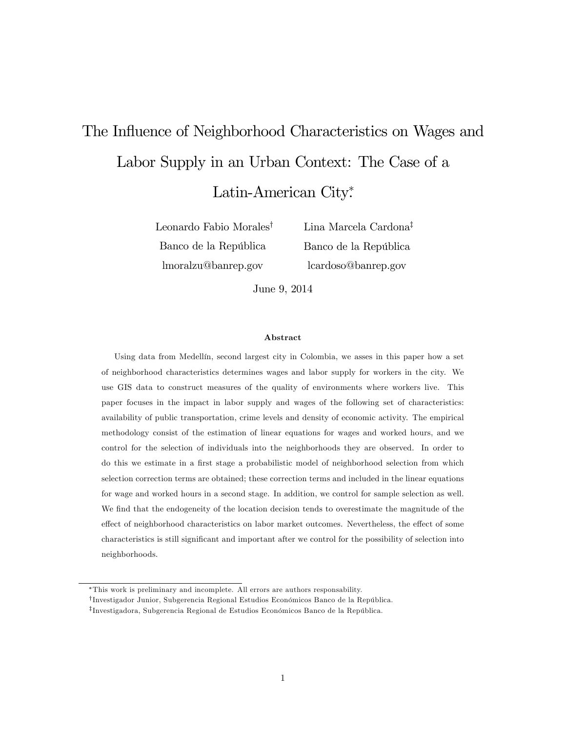# The Influence of Neighborhood Characteristics on Wages and Labor Supply in an Urban Context: The Case of a Latin-American City.*

Leonardo Fabio Morales[†]
Banco de la República
lmoralzu@banrep.gov

Lina Marcela Cardona[‡]
Banco de la República
lcardoso@banrep.gov

June 9, 2014

### Abstract

Using data from Medellín, second largest city in Colombia, we asses in this paper how a set of neighborhood characteristics determines wages and labor supply for workers in the city. We use GIS data to construct measures of the quality of environments where workers live. This paper focuses in the impact in labor supply and wages of the following set of characteristics: availability of public transportation, crime levels and density of economic activity. The empirical methodology consist of the estimation of linear equations for wages and worked hours, and we control for the selection of individuals into the neighborhoods they are observed. In order to do this we estimate in a first stage a probabilistic model of neighborhood selection from which selection correction terms are obtained; these correction terms and included in the linear equations for wage and worked hours in a second stage. In addition, we control for sample selection as well. We find that the endogeneity of the location decision tends to overestimate the magnitude of the effect of neighborhood characteristics on labor market outcomes. Nevertheless, the effect of some characteristics is still significant and important after we control for the possibility of selection into neighborhoods.

---

*This work is preliminary and incomplete. All errors are authors responsability.

[†]Investigador Junior, Subgerencia Regional Estudios Económicos Banco de la República.

[‡]Investigadora, Subgerencia Regional de Estudios Económicos Banco de la República.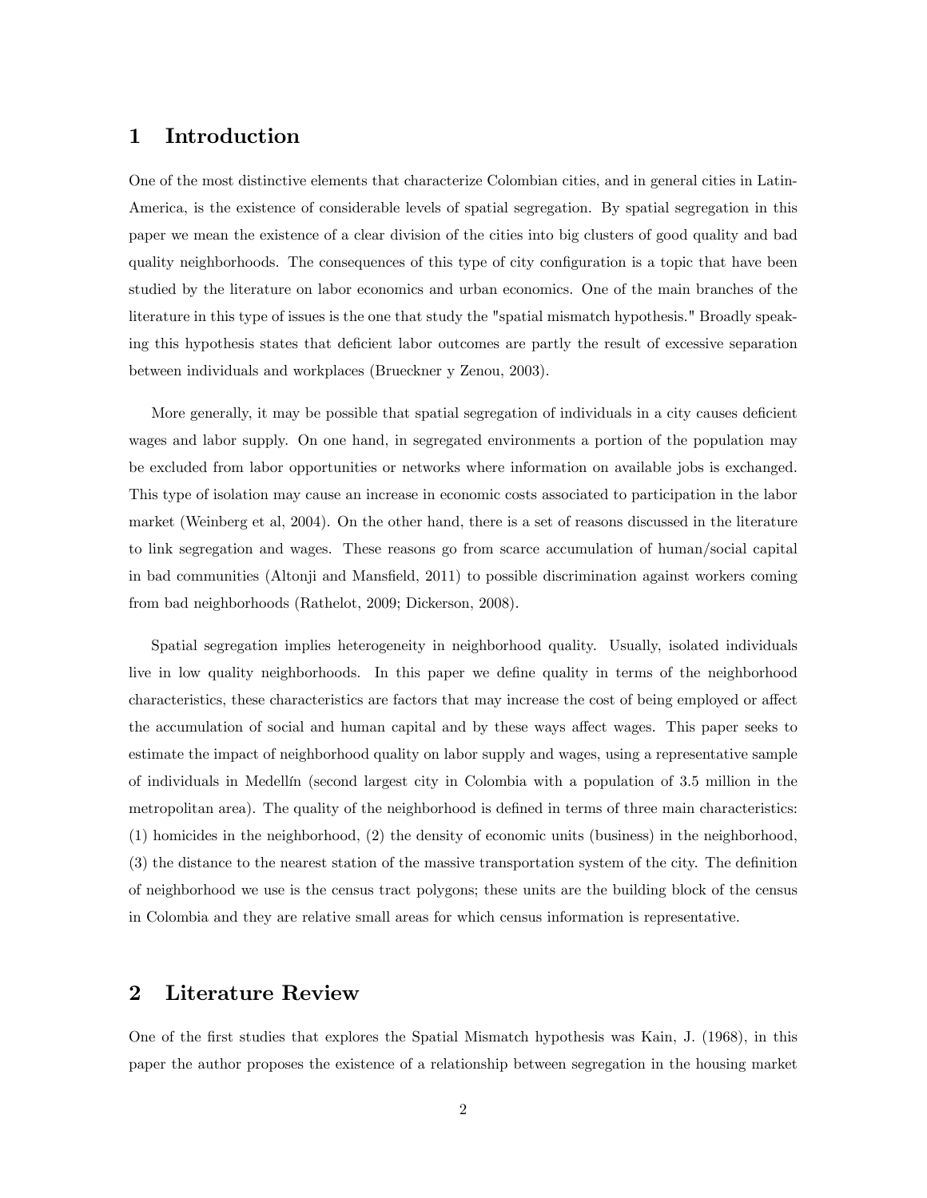# 1 Introduction

One of the most distinctive elements that characterize Colombian cities, and in general cities in Latin-America, is the existence of considerable levels of spatial segregation. By spatial segregation in this paper we mean the existence of a clear division of the cities into big clusters of good quality and bad quality neighborhoods. The consequences of this type of city configuration is a topic that have been studied by the literature on labor economics and urban economics. One of the main branches of the literature in this type of issues is the one that study the "spatial mismatch hypothesis." Broadly speaking this hypothesis states that deficient labor outcomes are partly the result of excessive separation between individuals and workplaces (Brueckner y Zenou, 2003).

More generally, it may be possible that spatial segregation of individuals in a city causes deficient wages and labor supply. On one hand, in segregated environments a portion of the population may be excluded from labor opportunities or networks where information on available jobs is exchanged. This type of isolation may cause an increase in economic costs associated to participation in the labor market (Weinberg et al, 2004). On the other hand, there is a set of reasons discussed in the literature to link segregation and wages. These reasons go from scarce accumulation of human/social capital in bad communities (Altonji and Mansfield, 2011) to possible discrimination against workers coming from bad neighborhoods (Rathelot, 2009; Dickerson, 2008).

Spatial segregation implies heterogeneity in neighborhood quality. Usually, isolated individuals live in low quality neighborhoods. In this paper we define quality in terms of the neighborhood characteristics, these characteristics are factors that may increase the cost of being employed or affect the accumulation of social and human capital and by these ways affect wages. This paper seeks to estimate the impact of neighborhood quality on labor supply and wages, using a representative sample of individuals in Medellín (second largest city in Colombia with a population of 3.5 million in the metropolitan area). The quality of the neighborhood is defined in terms of three main characteristics: (1) homicides in the neighborhood, (2) the density of economic units (business) in the neighborhood, (3) the distance to the nearest station of the massive transportation system of the city. The definition of neighborhood we use is the census tract polygons; these units are the building block of the census in Colombia and they are relative small areas for which census information is representative.

# 2 Literature Review

One of the first studies that explores the Spatial Mismatch hypothesis was Kain, J. (1968), in this paper the author proposes the existence of a relationship between segregation in the housing market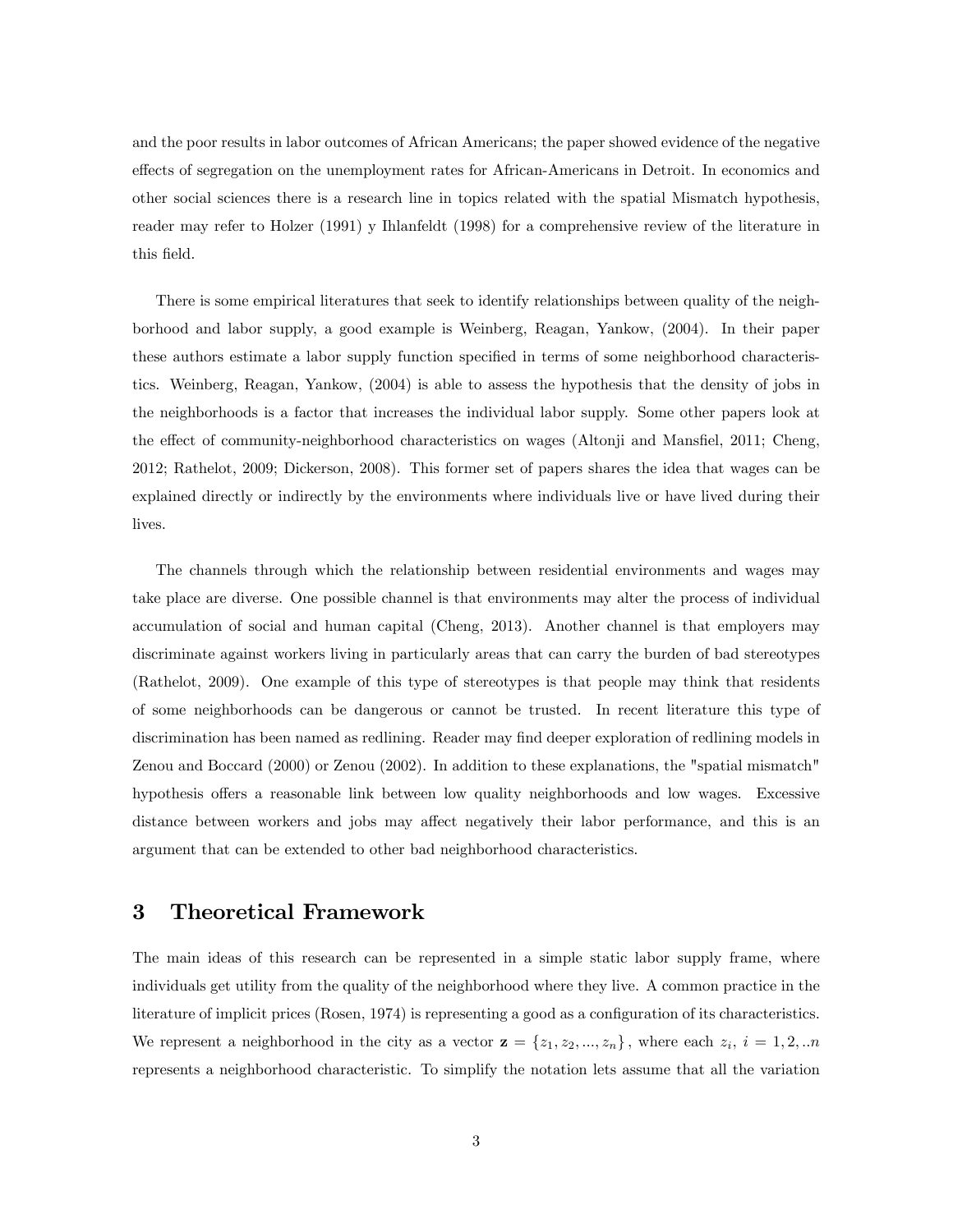and the poor results in labor outcomes of African Americans; the paper showed evidence of the negative effects of segregation on the unemployment rates for African-Americans in Detroit. In economics and other social sciences there is a research line in topics related with the spatial Mismatch hypothesis, reader may refer to Holzer (1991) y Ihlanfeldt (1998) for a comprehensive review of the literature in this field.

There is some empirical literatures that seek to identify relationships between quality of the neighborhood and labor supply, a good example is Weinberg, Reagan, Yankow, (2004). In their paper these authors estimate a labor supply function specified in terms of some neighborhood characteristics. Weinberg, Reagan, Yankow, (2004) is able to assess the hypothesis that the density of jobs in the neighborhoods is a factor that increases the individual labor supply. Some other papers look at the effect of community-neighborhood characteristics on wages (Altonji and Mansfiel, 2011; Cheng, 2012; Rathelot, 2009; Dickerson, 2008). This former set of papers shares the idea that wages can be explained directly or indirectly by the environments where individuals live or have lived during their lives.

The channels through which the relationship between residential environments and wages may take place are diverse. One possible channel is that environments may alter the process of individual accumulation of social and human capital (Cheng, 2013). Another channel is that employers may discriminate against workers living in particularly areas that can carry the burden of bad stereotypes (Rathelot, 2009). One example of this type of stereotypes is that people may think that residents of some neighborhoods can be dangerous or cannot be trusted. In recent literature this type of discrimination has been named as redlining. Reader may find deeper exploration of redlining models in Zenou and Boccard (2000) or Zenou (2002). In addition to these explanations, the "spatial mismatch" hypothesis offers a reasonable link between low quality neighborhoods and low wages. Excessive distance between workers and jobs may affect negatively their labor performance, and this is an argument that can be extended to other bad neighborhood characteristics.

## 3 Theoretical Framework

The main ideas of this research can be represented in a simple static labor supply frame, where individuals get utility from the quality of the neighborhood where they live. A common practice in the literature of implicit prices (Rosen, 1974) is representing a good as a configuration of its characteristics. We represent a neighborhood in the city as a vector $\mathbf{z} = \{z_1, z_2, ..., z_n\}$, where each $z_i$, $i = 1, 2, ..n$ represents a neighborhood characteristic. To simplify the notation lets assume that all the variation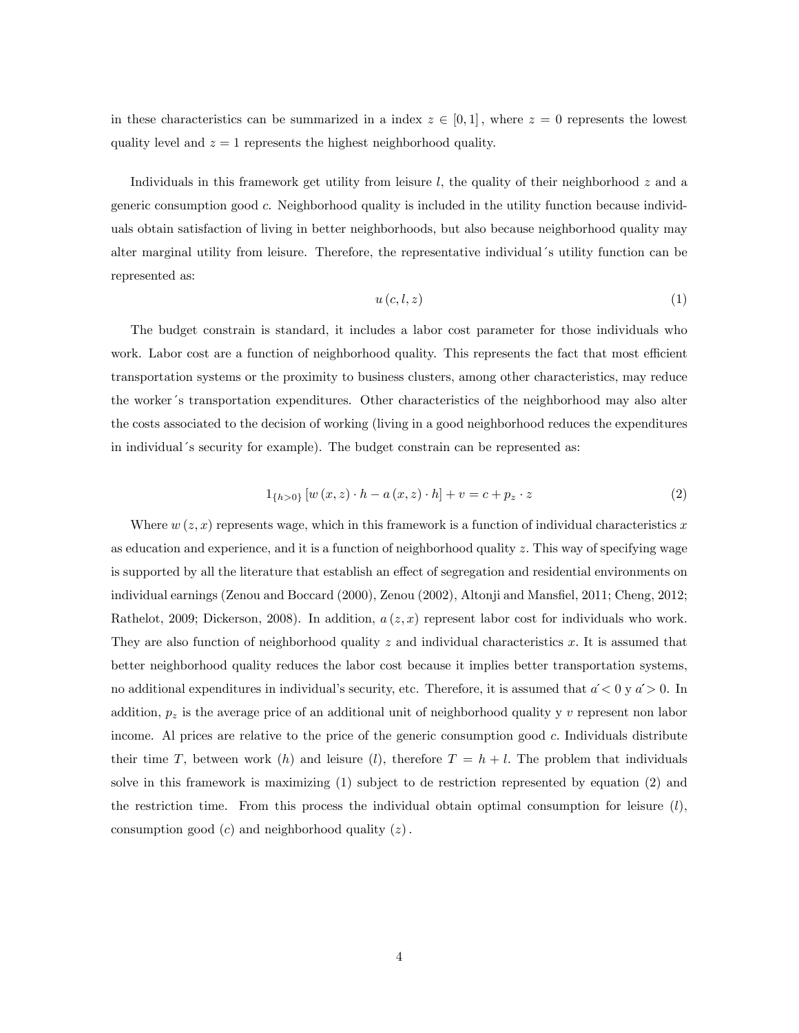in these characteristics can be summarized in a index $z \in [0,1]$, where $z = 0$ represents the lowest quality level and $z = 1$ represents the highest neighborhood quality.

Individuals in this framework get utility from leisure $l$, the quality of their neighborhood $z$ and a generic consumption good $c$. Neighborhood quality is included in the utility function because individuals obtain satisfaction of living in better neighborhoods, but also because neighborhood quality may alter marginal utility from leisure. Therefore, the representative individual´s utility function can be represented as:

$$u(c, l, z) \tag{1}$$

The budget constrain is standard, it includes a labor cost parameter for those individuals who work. Labor cost are a function of neighborhood quality. This represents the fact that most efficient transportation systems or the proximity to business clusters, among other characteristics, may reduce the worker´s transportation expenditures. Other characteristics of the neighborhood may also alter the costs associated to the decision of working (living in a good neighborhood reduces the expenditures in individual´s security for example). The budget constrain can be represented as:

$$1_{\{h>0\}} \left[ w(x,z) \cdot h - a(x,z) \cdot h \right] + v = c + p_z \cdot z \tag{2}$$

Where $w(z,x)$ represents wage, which in this framework is a function of individual characteristics $x$ as education and experience, and it is a function of neighborhood quality $z$. This way of specifying wage is supported by all the literature that establish an effect of segregation and residential environments on individual earnings (Zenou and Boccard (2000), Zenou (2002), Altonji and Mansfiel, 2011; Cheng, 2012; Rathelot, 2009; Dickerson, 2008). In addition, $a(z,x)$ represent labor cost for individuals who work. They are also function of neighborhood quality $z$ and individual characteristics $x$. It is assumed that better neighborhood quality reduces the labor cost because it implies better transportation systems, no additional expenditures in individual's security, etc. Therefore, it is assumed that $a\acute{} < 0$ y $a\acute{} > 0$. In addition, $p_z$ is the average price of an additional unit of neighborhood quality y $v$ represent non labor income. Al prices are relative to the price of the generic consumption good $c$. Individuals distribute their time $T$, between work $(h)$ and leisure $(l)$, therefore $T = h + l$. The problem that individuals solve in this framework is maximizing (1) subject to de restriction represented by equation (2) and the restriction time. From this process the individual obtain optimal consumption for leisure $(l)$, consumption good $(c)$ and neighborhood quality $(z)$.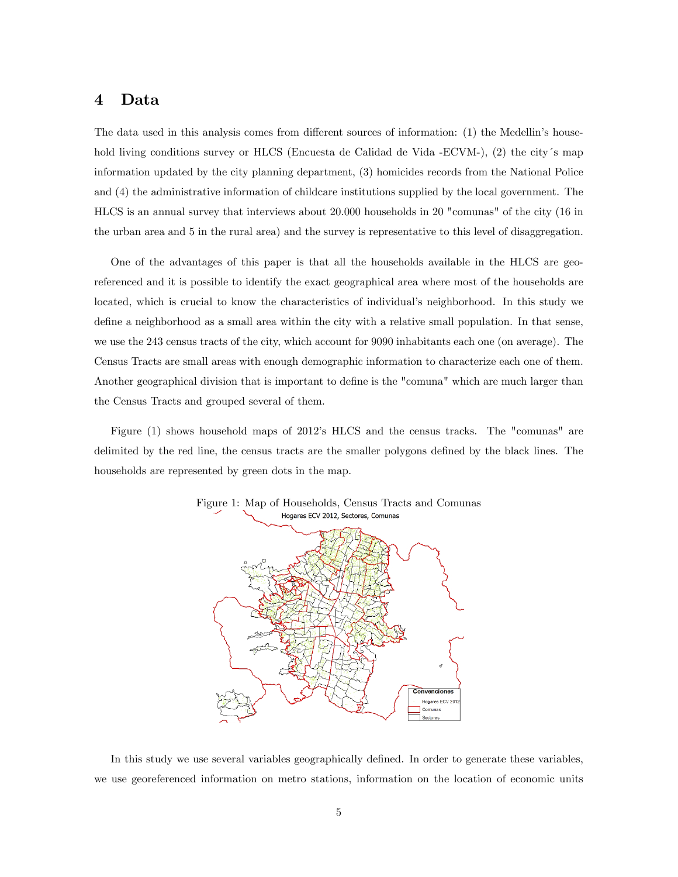# 4 Data

The data used in this analysis comes from different sources of information: (1) the Medellin's household living conditions survey or HLCS (Encuesta de Calidad de Vida -ECVM-), (2) the city´s map information updated by the city planning department, (3) homicides records from the National Police and (4) the administrative information of childcare institutions supplied by the local government. The HLCS is an annual survey that interviews about 20.000 households in 20 "comunas" of the city (16 in the urban area and 5 in the rural area) and the survey is representative to this level of disaggregation.

One of the advantages of this paper is that all the households available in the HLCS are georeferenced and it is possible to identify the exact geographical area where most of the households are located, which is crucial to know the characteristics of individual's neighborhood. In this study we define a neighborhood as a small area within the city with a relative small population. In that sense, we use the 243 census tracts of the city, which account for 9090 inhabitants each one (on average). The Census Tracts are small areas with enough demographic information to characterize each one of them. Another geographical division that is important to define is the "comuna" which are much larger than the Census Tracts and grouped several of them.

Figure (1) shows household maps of 2012's HLCS and the census tracks. The "comunas" are delimited by the red line, the census tracts are the smaller polygons defined by the black lines. The households are represented by green dots in the map.

Figure 1: Map of Households, Census Tracts and Comunas

In this study we use several variables geographically defined. In order to generate these variables, we use georeferenced information on metro stations, information on the location of economic units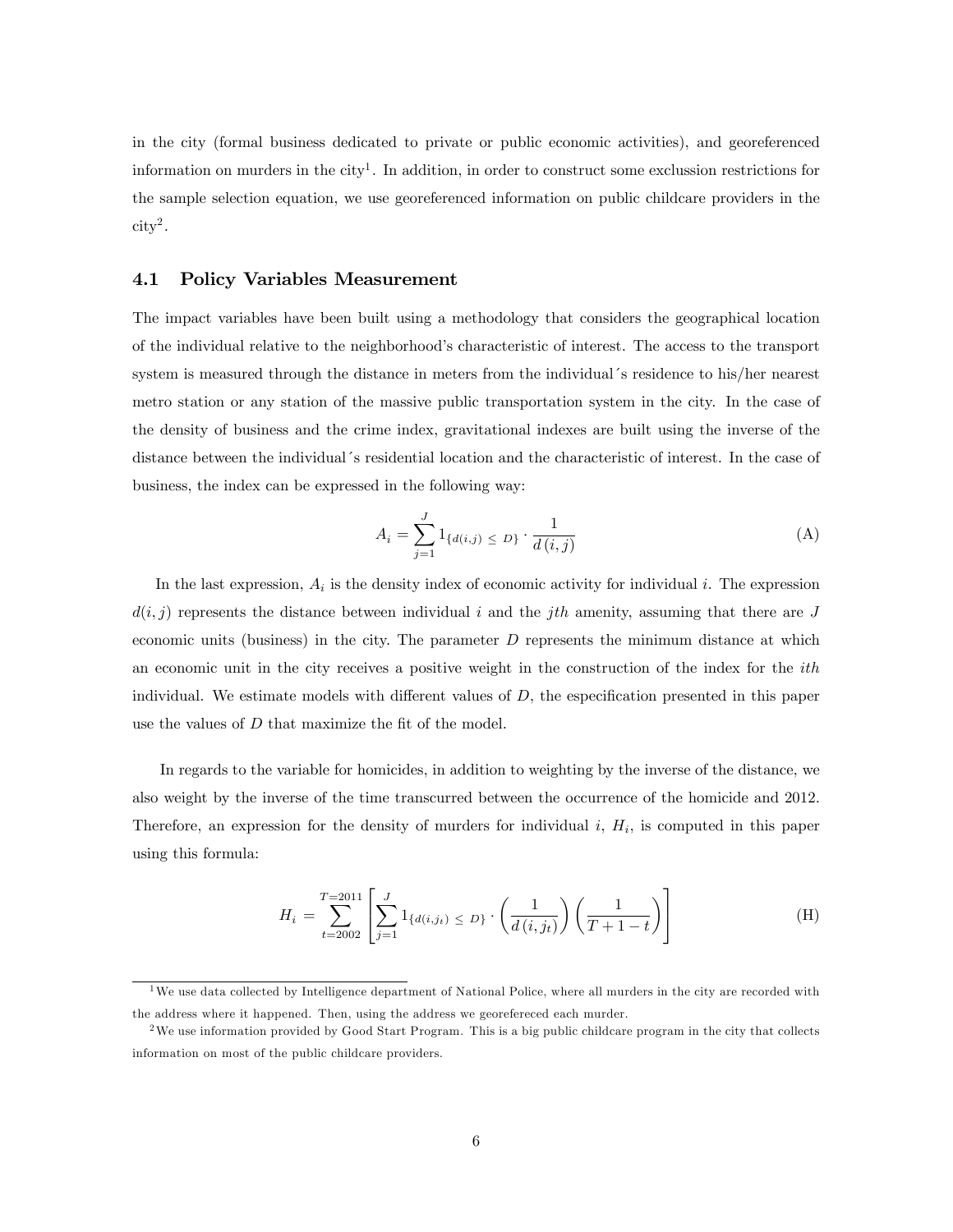in the city (formal business dedicated to private or public economic activities), and georeferenced information on murders in the city[1]. In addition, in order to construct some exclussion restrictions for the sample selection equation, we use georeferenced information on public childcare providers in the city[2].

### 4.1 Policy Variables Measurement

The impact variables have been built using a methodology that considers the geographical location of the individual relative to the neighborhood's characteristic of interest. The access to the transport system is measured through the distance in meters from the individual´s residence to his/her nearest metro station or any station of the massive public transportation system in the city. In the case of the density of business and the crime index, gravitational indexes are built using the inverse of the distance between the individual´s residential location and the characteristic of interest. In the case of business, the index can be expressed in the following way:

$$A_i = \sum_{j=1}^{J} 1_{\{d(i,j)\ \leq\ D\}} \cdot \frac{1}{d(i,j)} \tag{A}$$

In the last expression, $A_i$ is the density index of economic activity for individual $i$. The expression $d(i,j)$ represents the distance between individual $i$ and the $jth$ amenity, assuming that there are $J$ economic units (business) in the city. The parameter $D$ represents the minimum distance at which an economic unit in the city receives a positive weight in the construction of the index for the $ith$ individual. We estimate models with different values of $D$, the especification presented in this paper use the values of $D$ that maximize the fit of the model.

In regards to the variable for homicides, in addition to weighting by the inverse of the distance, we also weight by the inverse of the time transcurred between the occurrence of the homicide and 2012. Therefore, an expression for the density of murders for individual $i$, $H_i$, is computed in this paper using this formula:

$$H_i = \sum_{t=2002}^{T=2011} \left[ \sum_{j=1}^{J} 1_{\{d(i,j_t)\ \leq\ D\}} \cdot \left( \frac{1}{d(i,j_t)} \right) \left( \frac{1}{T+1-t} \right) \right] \tag{H}$$

---

[1] We use data collected by Intelligence department of National Police, where all murders in the city are recorded with the address where it happened. Then, using the address we georefereced each murder.

[2] We use information provided by Good Start Program. This is a big public childcare program in the city that collects information on most of the public childcare providers.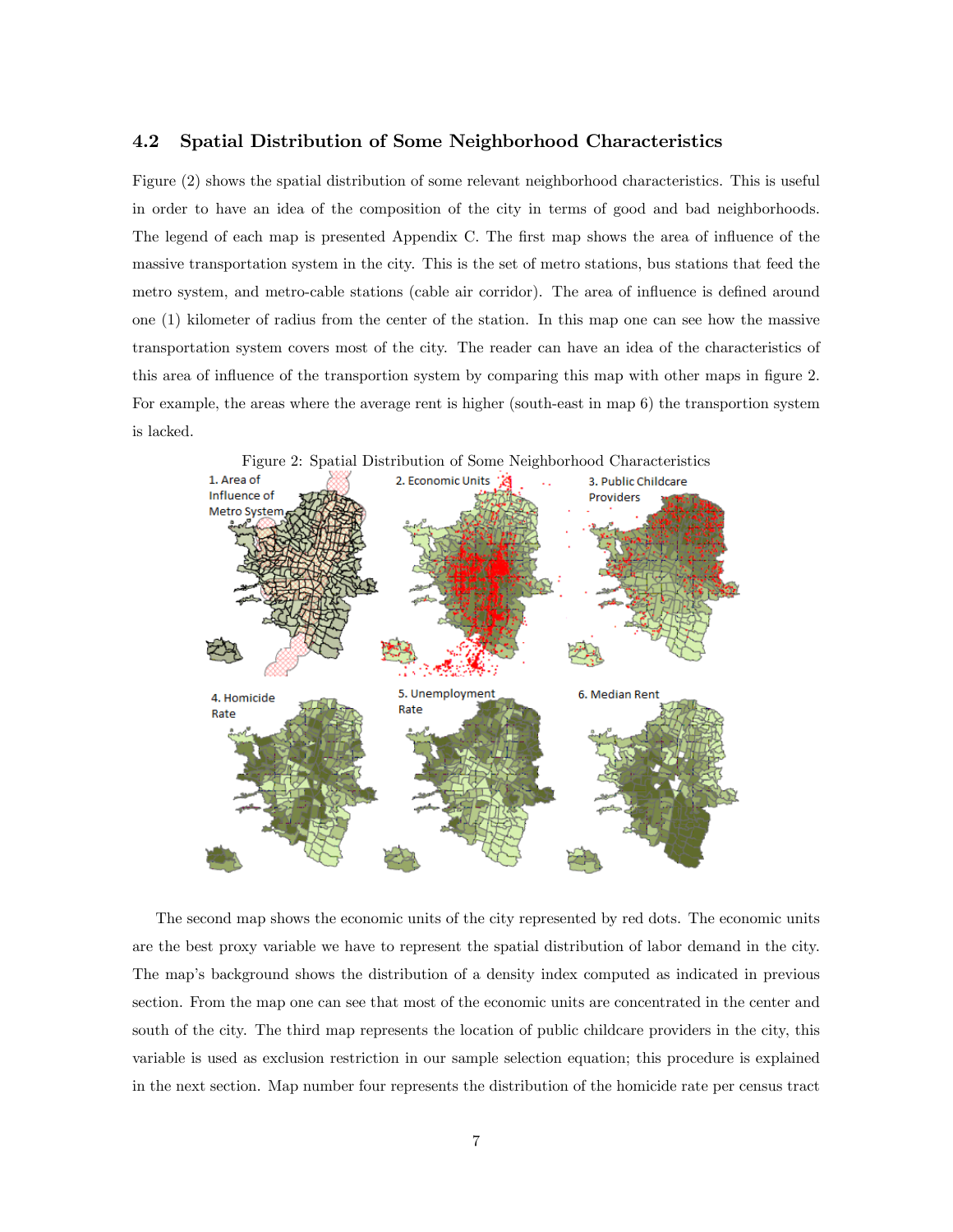## 4.2 Spatial Distribution of Some Neighborhood Characteristics

Figure (2) shows the spatial distribution of some relevant neighborhood characteristics. This is useful in order to have an idea of the composition of the city in terms of good and bad neighborhoods. The legend of each map is presented Appendix C. The first map shows the area of influence of the massive transportation system in the city. This is the set of metro stations, bus stations that feed the metro system, and metro-cable stations (cable air corridor). The area of influence is defined around one (1) kilometer of radius from the center of the station. In this map one can see how the massive transportation system covers most of the city. The reader can have an idea of the characteristics of this area of influence of the transportion system by comparing this map with other maps in figure 2. For example, the areas where the average rent is higher (south-east in map 6) the transportion system is lacked.

Figure 2: Spatial Distribution of Some Neighborhood Characteristics

1. Area of Influence of Metro System

2. Economic Units

3. Public Childcare Providers

4. Homicide Rate

5. Unemployment Rate

6. Median Rent

The second map shows the economic units of the city represented by red dots. The economic units are the best proxy variable we have to represent the spatial distribution of labor demand in the city. The map's background shows the distribution of a density index computed as indicated in previous section. From the map one can see that most of the economic units are concentrated in the center and south of the city. The third map represents the location of public childcare providers in the city, this variable is used as exclusion restriction in our sample selection equation; this procedure is explained in the next section. Map number four represents the distribution of the homicide rate per census tract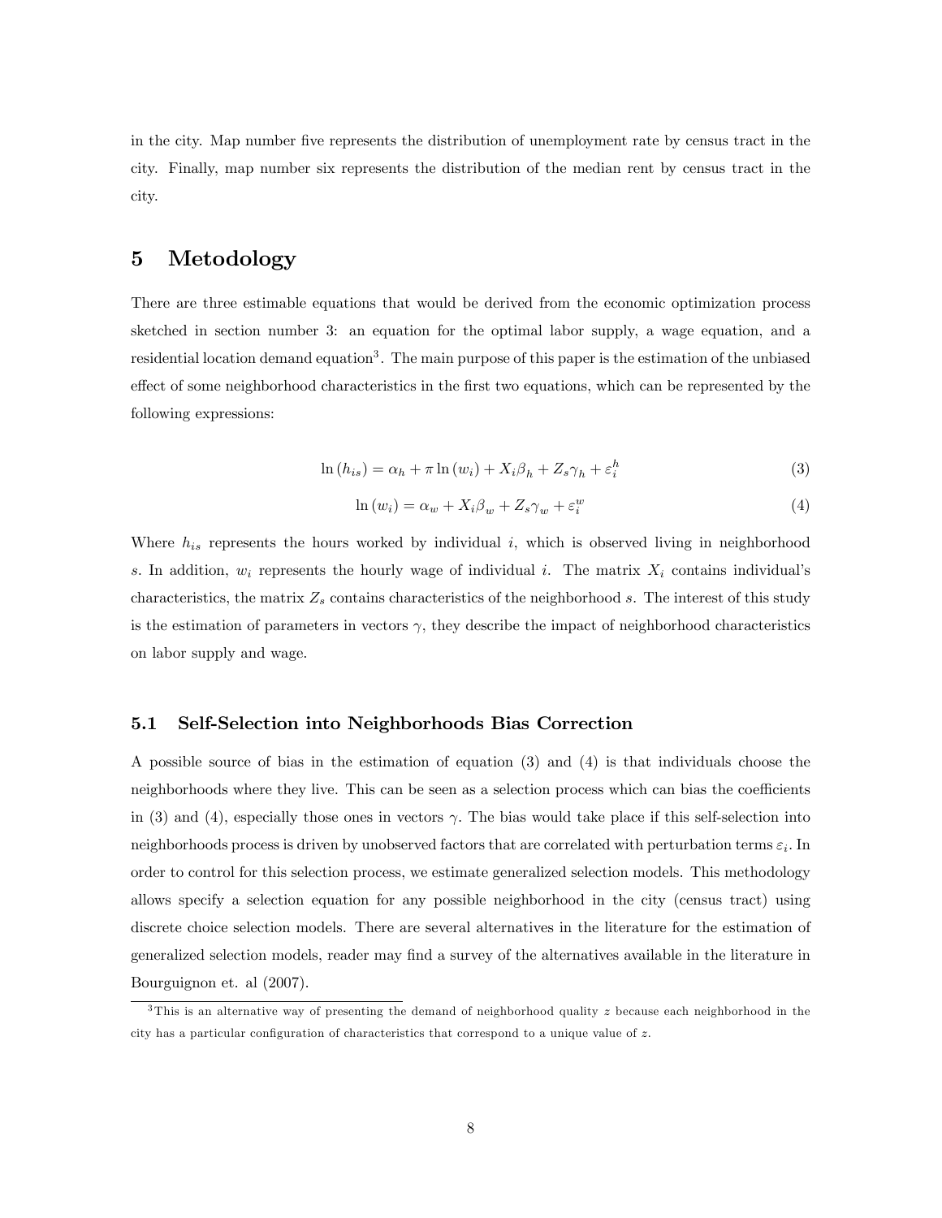in the city. Map number five represents the distribution of unemployment rate by census tract in the city. Finally, map number six represents the distribution of the median rent by census tract in the city.

# 5 Metodology

There are three estimable equations that would be derived from the economic optimization process sketched in section number 3: an equation for the optimal labor supply, a wage equation, and a residential location demand equation[3]. The main purpose of this paper is the estimation of the unbiased effect of some neighborhood characteristics in the first two equations, which can be represented by the following expressions:

$$\ln(h_{is}) = \alpha_h + \pi \ln(w_i) + X_i\beta_h + Z_s\gamma_h + \varepsilon_i^h \tag{3}$$

$$\ln(w_i) = \alpha_w + X_i\beta_w + Z_s\gamma_w + \varepsilon_i^w \tag{4}$$

Where $h_{is}$ represents the hours worked by individual $i$, which is observed living in neighborhood $s$. In addition, $w_i$ represents the hourly wage of individual $i$. The matrix $X_i$ contains individual's characteristics, the matrix $Z_s$ contains characteristics of the neighborhood $s$. The interest of this study is the estimation of parameters in vectors $\gamma$, they describe the impact of neighborhood characteristics on labor supply and wage.

## 5.1 Self-Selection into Neighborhoods Bias Correction

A possible source of bias in the estimation of equation (3) and (4) is that individuals choose the neighborhoods where they live. This can be seen as a selection process which can bias the coefficients in (3) and (4), especially those ones in vectors $\gamma$. The bias would take place if this self-selection into neighborhoods process is driven by unobserved factors that are correlated with perturbation terms $\varepsilon_i$. In order to control for this selection process, we estimate generalized selection models. This methodology allows specify a selection equation for any possible neighborhood in the city (census tract) using discrete choice selection models. There are several alternatives in the literature for the estimation of generalized selection models, reader may find a survey of the alternatives available in the literature in Bourguignon et. al (2007).

[3] This is an alternative way of presenting the demand of neighborhood quality $z$ because each neighborhood in the city has a particular configuration of characteristics that correspond to a unique value of $z$.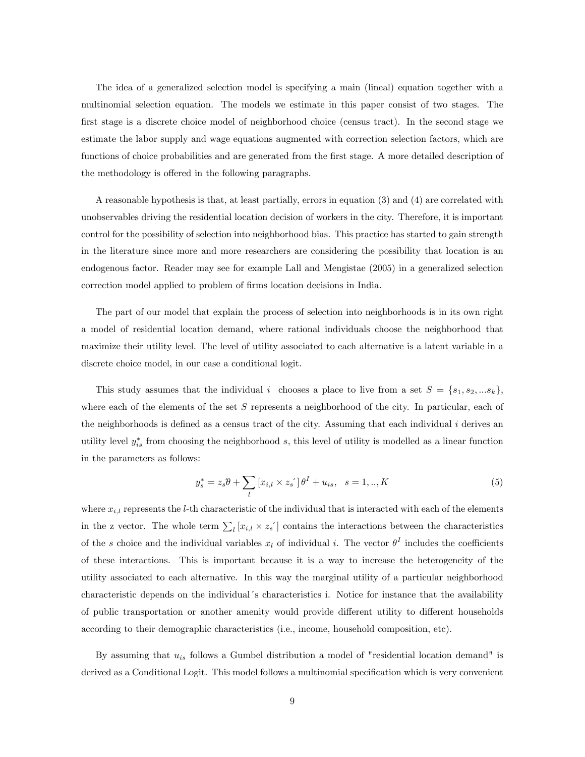The idea of a generalized selection model is specifying a main (lineal) equation together with a multinomial selection equation. The models we estimate in this paper consist of two stages. The first stage is a discrete choice model of neighborhood choice (census tract). In the second stage we estimate the labor supply and wage equations augmented with correction selection factors, which are functions of choice probabilities and are generated from the first stage. A more detailed description of the methodology is offered in the following paragraphs.

A reasonable hypothesis is that, at least partially, errors in equation (3) and (4) are correlated with unobservables driving the residential location decision of workers in the city. Therefore, it is important control for the possibility of selection into neighborhood bias. This practice has started to gain strength in the literature since more and more researchers are considering the possibility that location is an endogenous factor. Reader may see for example Lall and Mengistae (2005) in a generalized selection correction model applied to problem of firms location decisions in India.

The part of our model that explain the process of selection into neighborhoods is in its own right a model of residential location demand, where rational individuals choose the neighborhood that maximize their utility level. The level of utility associated to each alternative is a latent variable in a discrete choice model, in our case a conditional logit.

This study assumes that the individual $i$ chooses a place to live from a set $S = \{s_1, s_2, ...s_k\}$, where each of the elements of the set $S$ represents a neighborhood of the city. In particular, each of the neighborhoods is defined as a census tract of the city. Assuming that each individual $i$ derives an utility level $y^*_{is}$ from choosing the neighborhood $s$, this level of utility is modelled as a linear function in the parameters as follows:

$$y^*_s = z_s \theta + \sum_l \left[ x_{i,l} \times z_s{'} \right] \theta^I + u_{is}, \quad s = 1, .., K \tag{5}$$

where $x_{i,l}$ represents the $l$-th characteristic of the individual that is interacted with each of the elements in the z vector. The whole term $\sum_l \left[ x_{i,l} \times z_s{'} \right]$ contains the interactions between the characteristics of the $s$ choice and the individual variables $x_l$ of individual $i$. The vector $\theta^I$ includes the coefficients of these interactions. This is important because it is a way to increase the heterogeneity of the utility associated to each alternative. In this way the marginal utility of a particular neighborhood characteristic depends on the individual´s characteristics i. Notice for instance that the availability of public transportation or another amenity would provide different utility to different households according to their demographic characteristics (i.e., income, household composition, etc).

By assuming that $u_{is}$ follows a Gumbel distribution a model of "residential location demand" is derived as a Conditional Logit. This model follows a multinomial specification which is very convenient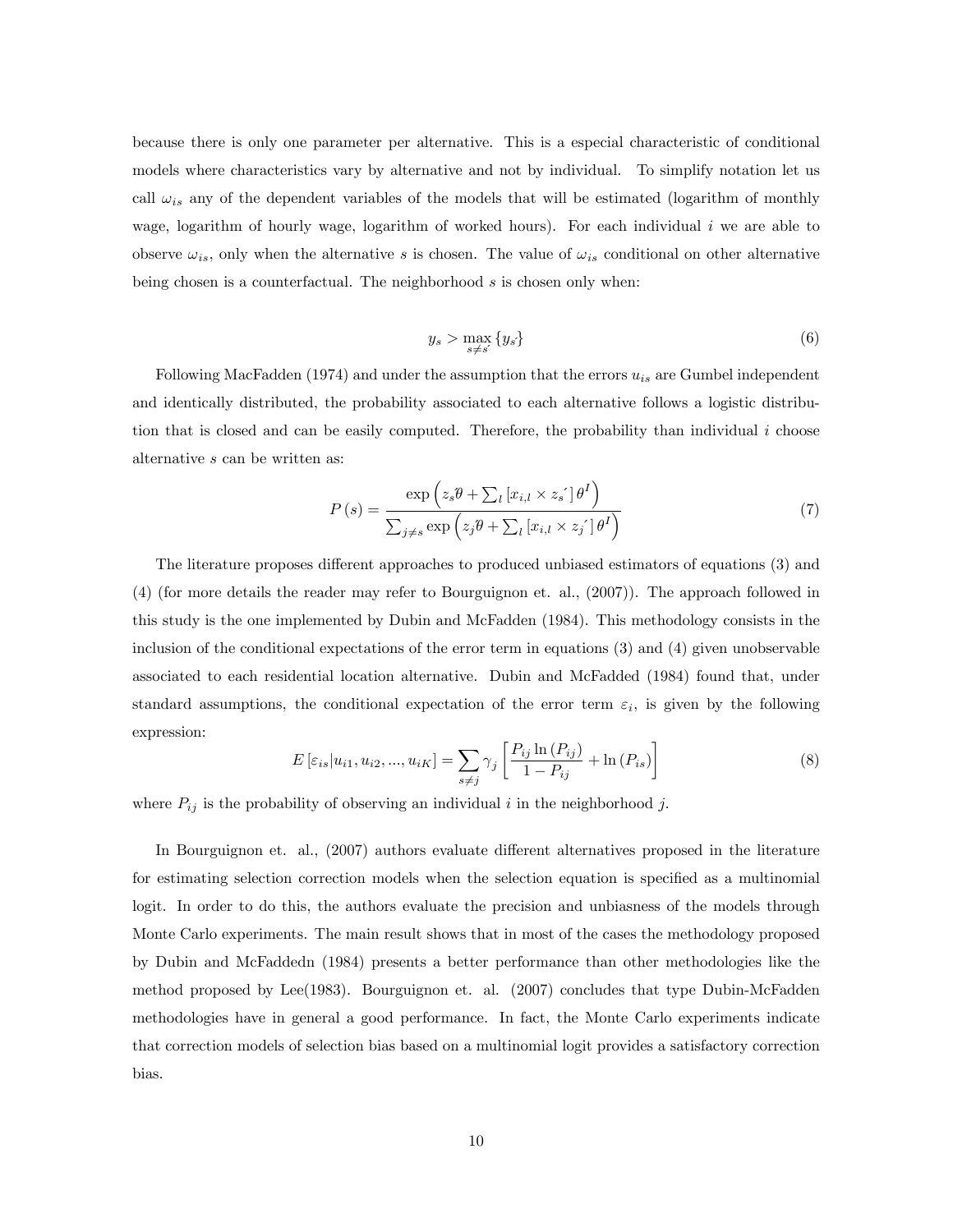because there is only one parameter per alternative. This is a especial characteristic of conditional models where characteristics vary by alternative and not by individual. To simplify notation let us call $\omega_{is}$ any of the dependent variables of the models that will be estimated (logarithm of monthly wage, logarithm of hourly wage, logarithm of worked hours). For each individual $i$ we are able to observe $\omega_{is}$, only when the alternative $s$ is chosen. The value of $\omega_{is}$ conditional on other alternative being chosen is a counterfactual. The neighborhood $s$ is chosen only when:

$$y_s > \max_{s \neq s'} \{y_{s'}\} \tag{6}$$

Following MacFadden (1974) and under the assumption that the errors $u_{is}$ are Gumbel independent and identically distributed, the probability associated to each alternative follows a logistic distribution that is closed and can be easily computed. Therefore, the probability than individual $i$ choose alternative $s$ can be written as:

$$P(s) = \frac{\exp\left(z_s \vartheta + \sum_l [x_{i,l} \times z_{s}'] \theta^I\right)}{\sum_{j \neq s} \exp\left(z_j \vartheta + \sum_l [x_{i,l} \times z_{j}'] \theta^I\right)} \tag{7}$$

The literature proposes different approaches to produced unbiased estimators of equations (3) and (4) (for more details the reader may refer to Bourguignon et. al., (2007)). The approach followed in this study is the one implemented by Dubin and McFadden (1984). This methodology consists in the inclusion of the conditional expectations of the error term in equations (3) and (4) given unobservable associated to each residential location alternative. Dubin and McFadded (1984) found that, under standard assumptions, the conditional expectation of the error term $\varepsilon_i$, is given by the following expression:

$$E[\varepsilon_{is}|u_{i1}, u_{i2}, ..., u_{iK}] = \sum_{s \neq j} \gamma_j \left[\frac{P_{ij} \ln(P_{ij})}{1 - P_{ij}} + \ln(P_{is})\right] \tag{8}$$

where $P_{ij}$ is the probability of observing an individual $i$ in the neighborhood $j$.

In Bourguignon et. al., (2007) authors evaluate different alternatives proposed in the literature for estimating selection correction models when the selection equation is specified as a multinomial logit. In order to do this, the authors evaluate the precision and unbiasness of the models through Monte Carlo experiments. The main result shows that in most of the cases the methodology proposed by Dubin and McFaddedn (1984) presents a better performance than other methodologies like the method proposed by Lee(1983). Bourguignon et. al. (2007) concludes that type Dubin-McFadden methodologies have in general a good performance. In fact, the Monte Carlo experiments indicate that correction models of selection bias based on a multinomial logit provides a satisfactory correction bias.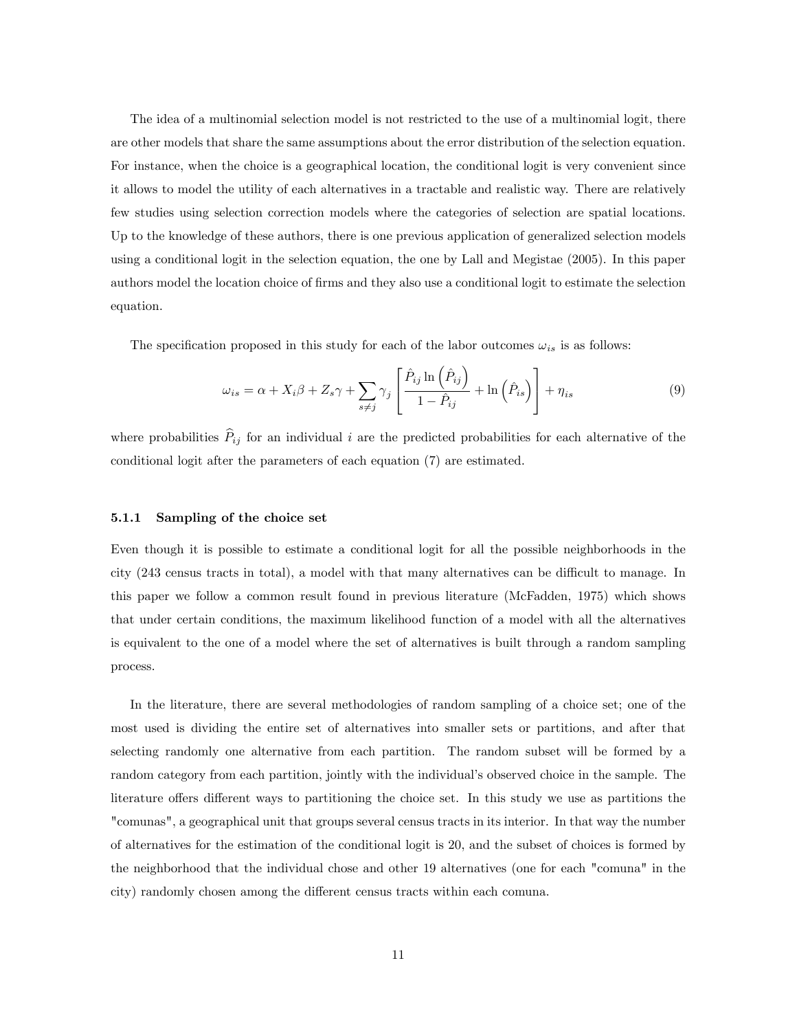The idea of a multinomial selection model is not restricted to the use of a multinomial logit, there are other models that share the same assumptions about the error distribution of the selection equation. For instance, when the choice is a geographical location, the conditional logit is very convenient since it allows to model the utility of each alternatives in a tractable and realistic way. There are relatively few studies using selection correction models where the categories of selection are spatial locations. Up to the knowledge of these authors, there is one previous application of generalized selection models using a conditional logit in the selection equation, the one by Lall and Megistae (2005). In this paper authors model the location choice of firms and they also use a conditional logit to estimate the selection equation.

The specification proposed in this study for each of the labor outcomes $\omega_{is}$ is as follows:

$$\omega_{is} = \alpha + X_i\beta + Z_s\gamma + \sum_{s \neq j} \gamma_j \left[ \frac{\hat{P}_{ij} \ln\left(\hat{P}_{ij}\right)}{1 - \hat{P}_{ij}} + \ln\left(\hat{P}_{is}\right) \right] + \eta_{is} \tag{9}$$

where probabilities $\widehat{P}_{ij}$ for an individual $i$ are the predicted probabilities for each alternative of the conditional logit after the parameters of each equation (7) are estimated.

#### 5.1.1 Sampling of the choice set

Even though it is possible to estimate a conditional logit for all the possible neighborhoods in the city (243 census tracts in total), a model with that many alternatives can be difficult to manage. In this paper we follow a common result found in previous literature (McFadden, 1975) which shows that under certain conditions, the maximum likelihood function of a model with all the alternatives is equivalent to the one of a model where the set of alternatives is built through a random sampling process.

In the literature, there are several methodologies of random sampling of a choice set; one of the most used is dividing the entire set of alternatives into smaller sets or partitions, and after that selecting randomly one alternative from each partition. The random subset will be formed by a random category from each partition, jointly with the individual's observed choice in the sample. The literature offers different ways to partitioning the choice set. In this study we use as partitions the "comunas", a geographical unit that groups several census tracts in its interior. In that way the number of alternatives for the estimation of the conditional logit is 20, and the subset of choices is formed by the neighborhood that the individual chose and other 19 alternatives (one for each "comuna" in the city) randomly chosen among the different census tracts within each comuna.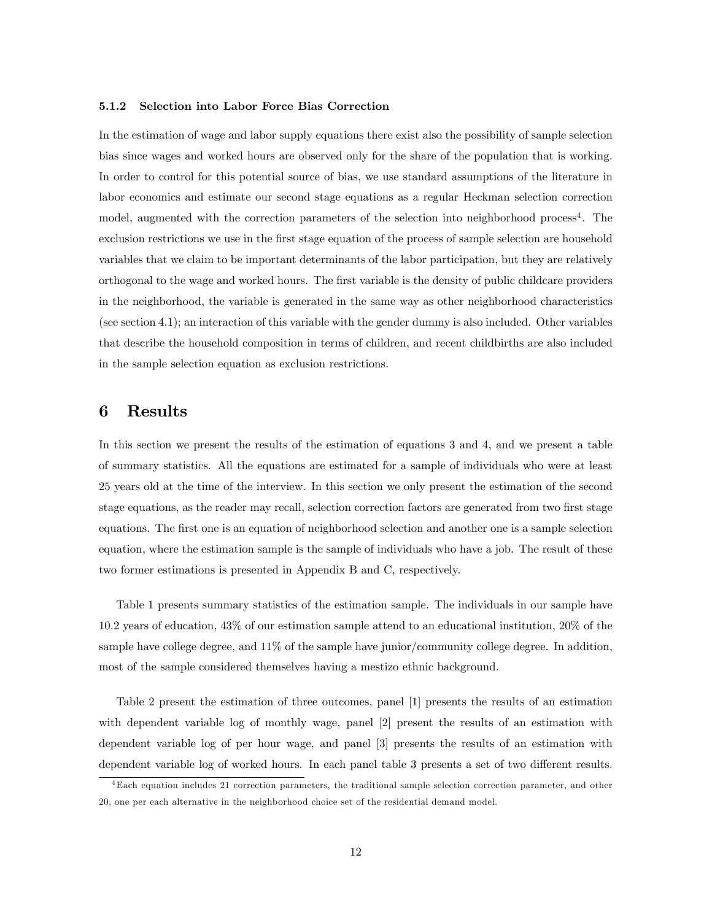#### 5.1.2 Selection into Labor Force Bias Correction

In the estimation of wage and labor supply equations there exist also the possibility of sample selection bias since wages and worked hours are observed only for the share of the population that is working. In order to control for this potential source of bias, we use standard assumptions of the literature in labor economics and estimate our second stage equations as a regular Heckman selection correction model, augmented with the correction parameters of the selection into neighborhood process[4]. The exclusion restrictions we use in the first stage equation of the process of sample selection are household variables that we claim to be important determinants of the labor participation, but they are relatively orthogonal to the wage and worked hours. The first variable is the density of public childcare providers in the neighborhood, the variable is generated in the same way as other neighborhood characteristics (see section 4.1); an interaction of this variable with the gender dummy is also included. Other variables that describe the household composition in terms of children, and recent childbirths are also included in the sample selection equation as exclusion restrictions.

# 6 Results

In this section we present the results of the estimation of equations 3 and 4, and we present a table of summary statistics. All the equations are estimated for a sample of individuals who were at least 25 years old at the time of the interview. In this section we only present the estimation of the second stage equations, as the reader may recall, selection correction factors are generated from two first stage equations. The first one is an equation of neighborhood selection and another one is a sample selection equation, where the estimation sample is the sample of individuals who have a job. The result of these two former estimations is presented in Appendix B and C, respectively.

Table 1 presents summary statistics of the estimation sample. The individuals in our sample have 10.2 years of education, 43% of our estimation sample attend to an educational institution, 20% of the sample have college degree, and 11% of the sample have junior/community college degree. In addition, most of the sample considered themselves having a mestizo ethnic background.

Table 2 present the estimation of three outcomes, panel [1] presents the results of an estimation with dependent variable log of monthly wage, panel [2] present the results of an estimation with dependent variable log of per hour wage, and panel [3] presents the results of an estimation with dependent variable log of worked hours. In each panel table 3 presents a set of two different results.

[4] Each equation includes 21 correction parameters, the traditional sample selection correction parameter, and other 20, one per each alternative in the neighborhood choice set of the residential demand model.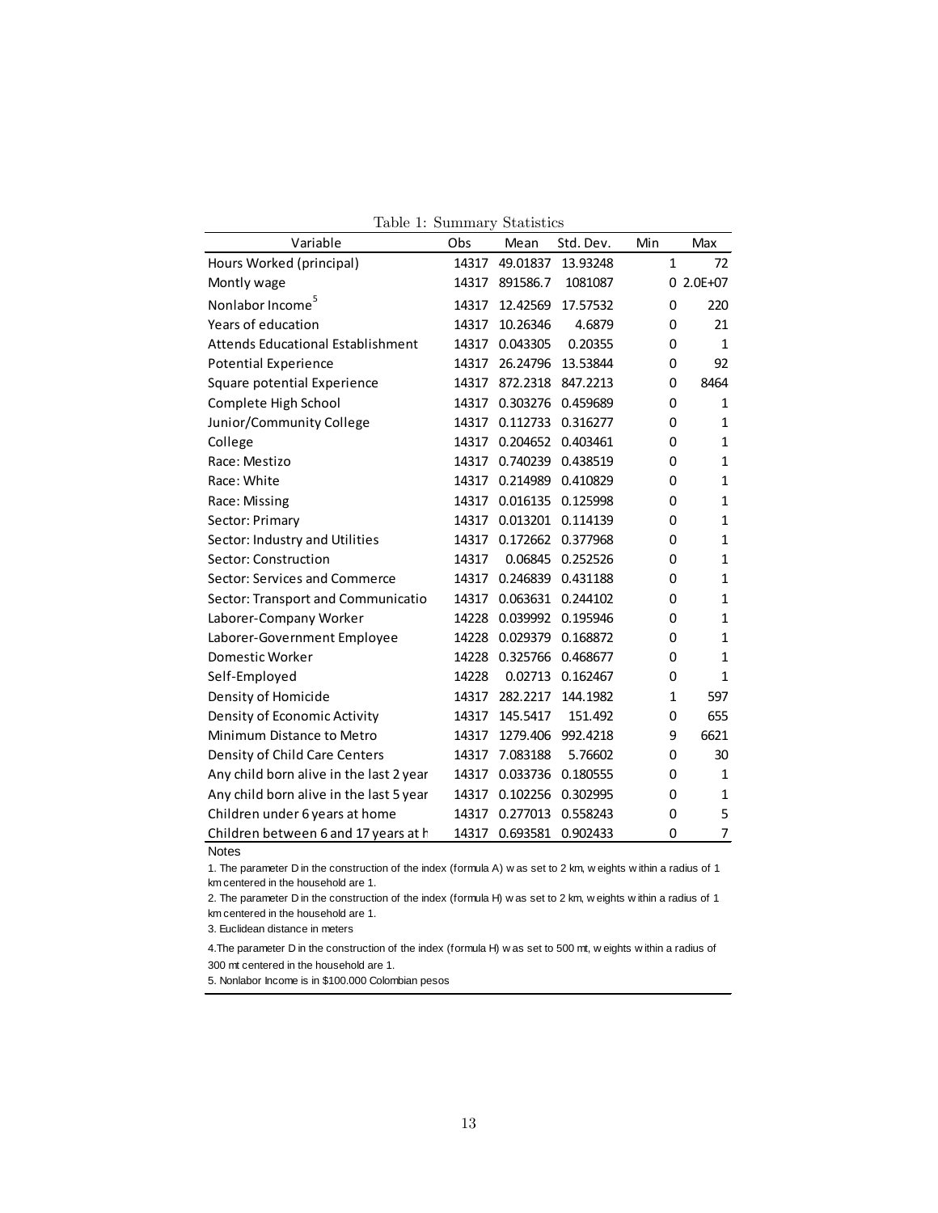Table 1: Summary Statistics

| Variable | Obs | Mean | Std. Dev. | Min | Max |
| --- | --- | --- | --- | --- | --- |
| Hours Worked (principal) | 14317 | 49.01837 | 13.93248 | 1 | 72 |
| Montly wage | 14317 | 891586.7 | 1081087 | 0 | 2.0E+07 |
| Nonlabor Income[5] | 14317 | 12.42569 | 17.57532 | 0 | 220 |
| Years of education | 14317 | 10.26346 | 4.6879 | 0 | 21 |
| Attends Educational Establishment | 14317 | 0.043305 | 0.20355 | 0 | 1 |
| Potential Experience | 14317 | 26.24796 | 13.53844 | 0 | 92 |
| Square potential Experience | 14317 | 872.2318 | 847.2213 | 0 | 8464 |
| Complete High School | 14317 | 0.303276 | 0.459689 | 0 | 1 |
| Junior/Community College | 14317 | 0.112733 | 0.316277 | 0 | 1 |
| College | 14317 | 0.204652 | 0.403461 | 0 | 1 |
| Race: Mestizo | 14317 | 0.740239 | 0.438519 | 0 | 1 |
| Race: White | 14317 | 0.214989 | 0.410829 | 0 | 1 |
| Race: Missing | 14317 | 0.016135 | 0.125998 | 0 | 1 |
| Sector: Primary | 14317 | 0.013201 | 0.114139 | 0 | 1 |
| Sector: Industry and Utilities | 14317 | 0.172662 | 0.377968 | 0 | 1 |
| Sector: Construction | 14317 | 0.06845 | 0.252526 | 0 | 1 |
| Sector: Services and Commerce | 14317 | 0.246839 | 0.431188 | 0 | 1 |
| Sector: Transport and Communicatio | 14317 | 0.063631 | 0.244102 | 0 | 1 |
| Laborer-Company Worker | 14228 | 0.039992 | 0.195946 | 0 | 1 |
| Laborer-Government Employee | 14228 | 0.029379 | 0.168872 | 0 | 1 |
| Domestic Worker | 14228 | 0.325766 | 0.468677 | 0 | 1 |
| Self-Employed | 14228 | 0.02713 | 0.162467 | 0 | 1 |
| Density of Homicide | 14317 | 282.2217 | 144.1982 | 1 | 597 |
| Density of Economic Activity | 14317 | 145.5417 | 151.492 | 0 | 655 |
| Minimum Distance to Metro | 14317 | 1279.406 | 992.4218 | 9 | 6621 |
| Density of Child Care Centers | 14317 | 7.083188 | 5.76602 | 0 | 30 |
| Any child born alive in the last 2 year | 14317 | 0.033736 | 0.180555 | 0 | 1 |
| Any child born alive in the last 5 year | 14317 | 0.102256 | 0.302995 | 0 | 1 |
| Children under 6 years at home | 14317 | 0.277013 | 0.558243 | 0 | 5 |
| Children between 6 and 17 years at h | 14317 | 0.693581 | 0.902433 | 0 | 7 |

Notes

1. The parameter D in the construction of the index (formula A) was set to 2 km, weights within a radius of 1 km centered in the household are 1.

2. The parameter D in the construction of the index (formula H) was set to 2 km, weights within a radius of 1 km centered in the household are 1.

3. Euclidean distance in meters

4. The parameter D in the construction of the index (formula H) was set to 500 mt, weights within a radius of 300 mt centered in the household are 1.

5. Nonlabor Income is in $100.000 Colombian pesos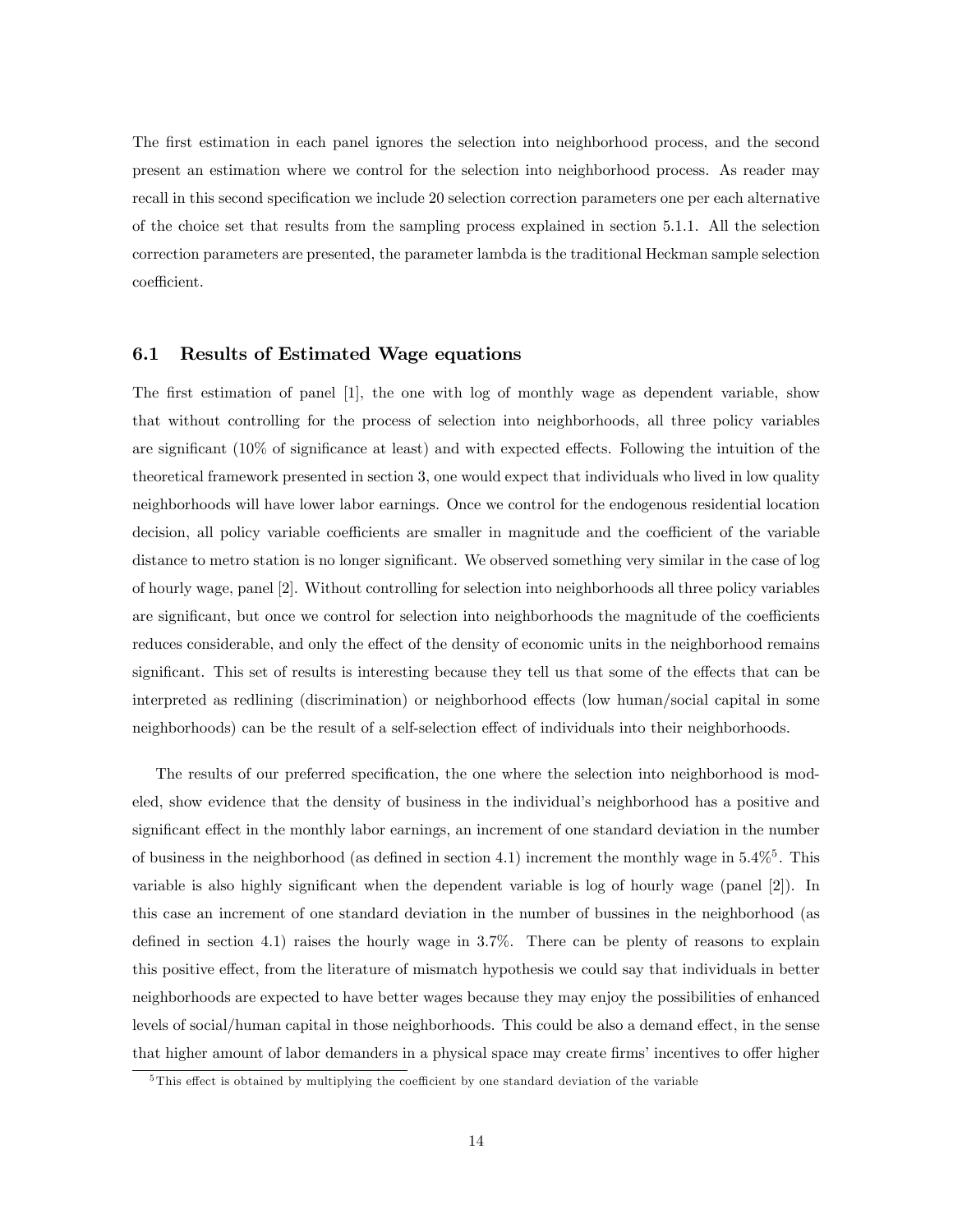The first estimation in each panel ignores the selection into neighborhood process, and the second present an estimation where we control for the selection into neighborhood process. As reader may recall in this second specification we include 20 selection correction parameters one per each alternative of the choice set that results from the sampling process explained in section 5.1.1. All the selection correction parameters are presented, the parameter lambda is the traditional Heckman sample selection coefficient.

## 6.1 Results of Estimated Wage equations

The first estimation of panel [1], the one with log of monthly wage as dependent variable, show that without controlling for the process of selection into neighborhoods, all three policy variables are significant (10% of significance at least) and with expected effects. Following the intuition of the theoretical framework presented in section 3, one would expect that individuals who lived in low quality neighborhoods will have lower labor earnings. Once we control for the endogenous residential location decision, all policy variable coefficients are smaller in magnitude and the coefficient of the variable distance to metro station is no longer significant. We observed something very similar in the case of log of hourly wage, panel [2]. Without controlling for selection into neighborhoods all three policy variables are significant, but once we control for selection into neighborhoods the magnitude of the coefficients reduces considerable, and only the effect of the density of economic units in the neighborhood remains significant. This set of results is interesting because they tell us that some of the effects that can be interpreted as redlining (discrimination) or neighborhood effects (low human/social capital in some neighborhoods) can be the result of a self-selection effect of individuals into their neighborhoods.

The results of our preferred specification, the one where the selection into neighborhood is modeled, show evidence that the density of business in the individual's neighborhood has a positive and significant effect in the monthly labor earnings, an increment of one standard deviation in the number of business in the neighborhood (as defined in section 4.1) increment the monthly wage in 5.4%[5]. This variable is also highly significant when the dependent variable is log of hourly wage (panel [2]). In this case an increment of one standard deviation in the number of bussines in the neighborhood (as defined in section 4.1) raises the hourly wage in 3.7%. There can be plenty of reasons to explain this positive effect, from the literature of mismatch hypothesis we could say that individuals in better neighborhoods are expected to have better wages because they may enjoy the possibilities of enhanced levels of social/human capital in those neighborhoods. This could be also a demand effect, in the sense that higher amount of labor demanders in a physical space may create firms' incentives to offer higher

[5]This effect is obtained by multiplying the coefficient by one standard deviation of the variable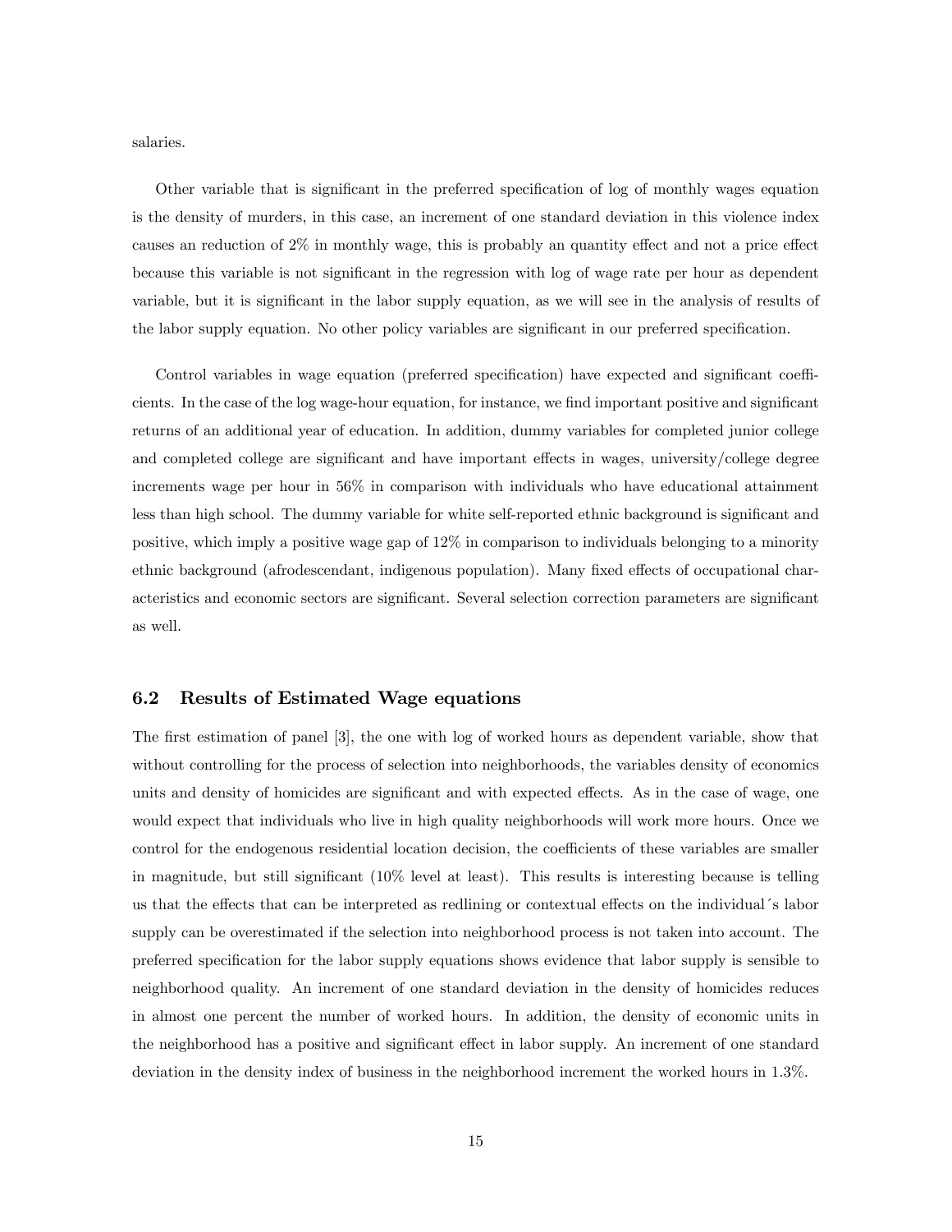salaries.

Other variable that is significant in the preferred specification of log of monthly wages equation is the density of murders, in this case, an increment of one standard deviation in this violence index causes an reduction of 2% in monthly wage, this is probably an quantity effect and not a price effect because this variable is not significant in the regression with log of wage rate per hour as dependent variable, but it is significant in the labor supply equation, as we will see in the analysis of results of the labor supply equation. No other policy variables are significant in our preferred specification.

Control variables in wage equation (preferred specification) have expected and significant coefficients. In the case of the log wage-hour equation, for instance, we find important positive and significant returns of an additional year of education. In addition, dummy variables for completed junior college and completed college are significant and have important effects in wages, university/college degree increments wage per hour in 56% in comparison with individuals who have educational attainment less than high school. The dummy variable for white self-reported ethnic background is significant and positive, which imply a positive wage gap of 12% in comparison to individuals belonging to a minority ethnic background (afrodescendant, indigenous population). Many fixed effects of occupational characteristics and economic sectors are significant. Several selection correction parameters are significant as well.

### 6.2 Results of Estimated Wage equations

The first estimation of panel [3], the one with log of worked hours as dependent variable, show that without controlling for the process of selection into neighborhoods, the variables density of economics units and density of homicides are significant and with expected effects. As in the case of wage, one would expect that individuals who live in high quality neighborhoods will work more hours. Once we control for the endogenous residential location decision, the coefficients of these variables are smaller in magnitude, but still significant (10% level at least). This results is interesting because is telling us that the effects that can be interpreted as redlining or contextual effects on the individual´s labor supply can be overestimated if the selection into neighborhood process is not taken into account. The preferred specification for the labor supply equations shows evidence that labor supply is sensible to neighborhood quality. An increment of one standard deviation in the density of homicides reduces in almost one percent the number of worked hours. In addition, the density of economic units in the neighborhood has a positive and significant effect in labor supply. An increment of one standard deviation in the density index of business in the neighborhood increment the worked hours in 1.3%.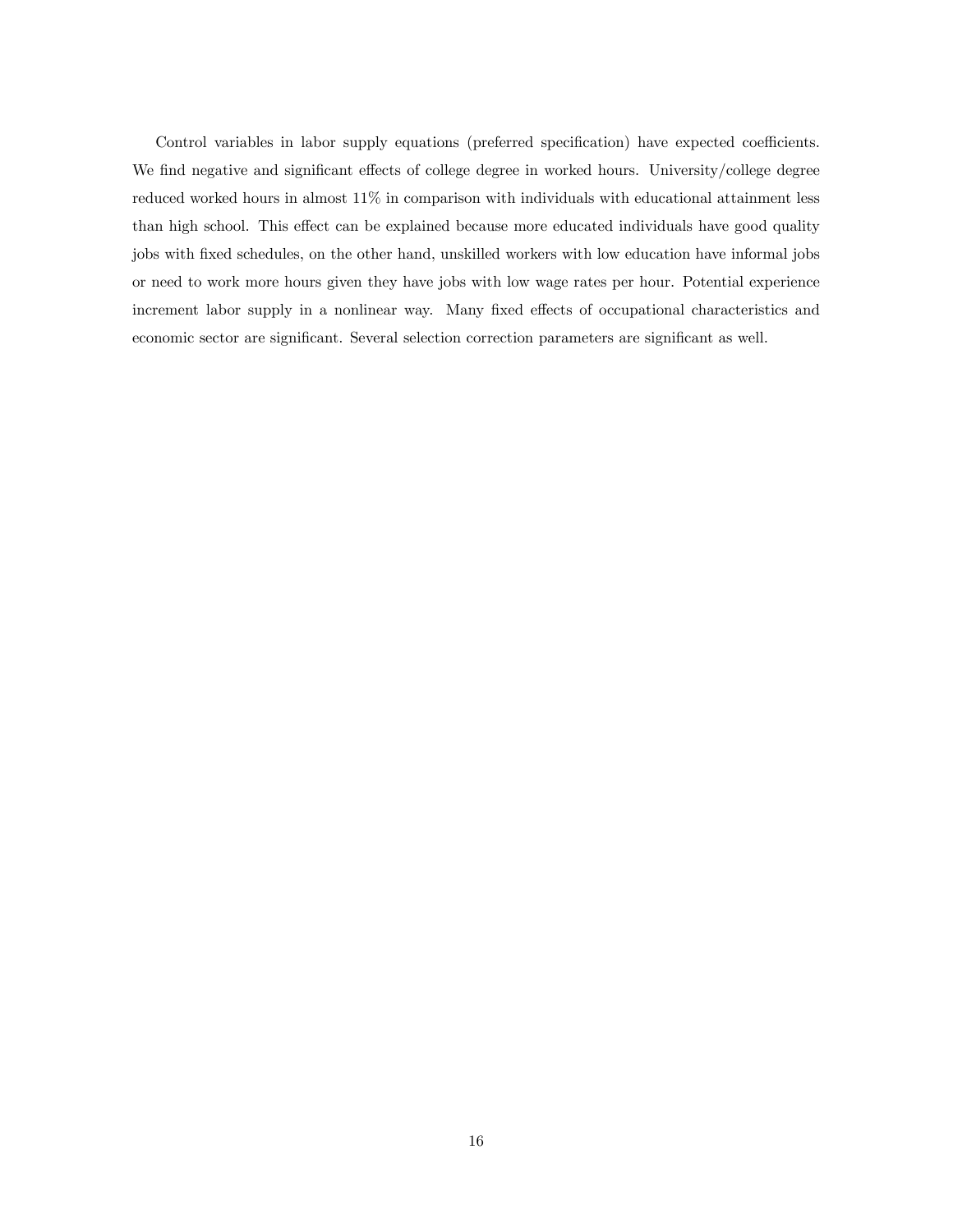Control variables in labor supply equations (preferred specification) have expected coefficients. We find negative and significant effects of college degree in worked hours. University/college degree reduced worked hours in almost 11% in comparison with individuals with educational attainment less than high school. This effect can be explained because more educated individuals have good quality jobs with fixed schedules, on the other hand, unskilled workers with low education have informal jobs or need to work more hours given they have jobs with low wage rates per hour. Potential experience increment labor supply in a nonlinear way. Many fixed effects of occupational characteristics and economic sector are significant. Several selection correction parameters are significant as well.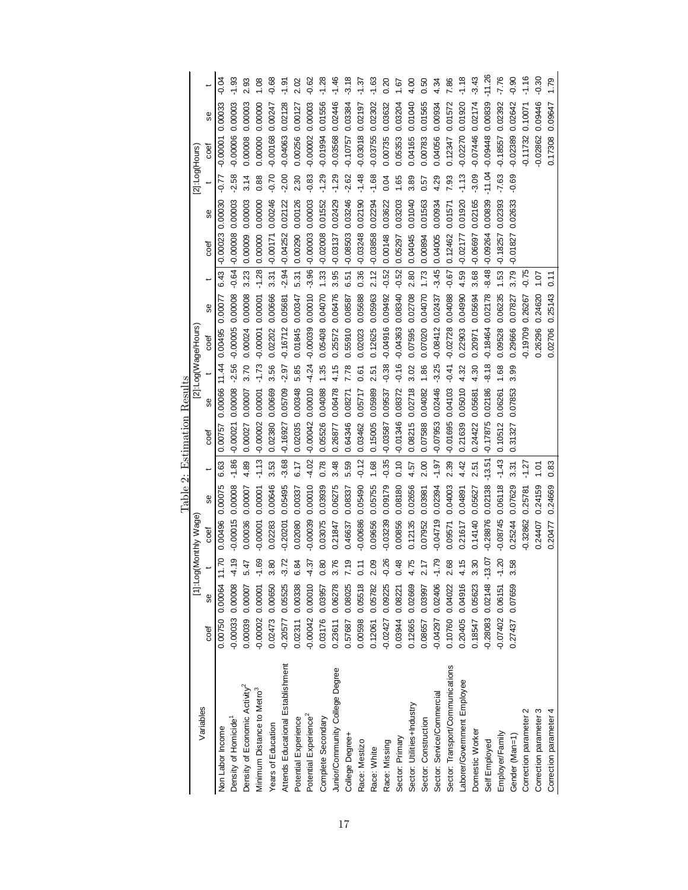# Table 2: Estimation Results

| Variables | [1]:Log(Monthly Wage) | | | [2]:Log(Monthly Wage) | | | [1]:Log(Wage/Hours) | | | [2]:Log(Wage/Hours) | | | [1]:Log(Hours) | | | [2]:Log(Hours) | | |
|---|---|---|---|---|---|---|---|---|---|---|---|---|---|---|---|---|---|---|
| | coef | se | t | coef | se | t | coef | se | t | coef | se | t | coef | se | t | coef | se | t |
| Non Labor Income | 0.00750 | 0.00064 | 11.70 | 0.00496 | 0.00075 | 6.63 | 0.00757 | 0.00066 | 11.44 | 0.00495 | 0.00077 | 6.43 | -0.00023 | 0.00030 | -0.77 | -0.00001 | 0.00033 | -0.04 |
| Density of Homicide[1] | -0.00033 | 0.00008 | -4.19 | -0.00015 | 0.00008 | -1.86 | -0.00021 | 0.00008 | -2.56 | -0.00005 | 0.00008 | -0.64 | -0.00008 | 0.00003 | -2.58 | -0.00006 | 0.00003 | -1.93 |
| Density of Economic Activity[2] | 0.00039 | 0.00007 | 5.47 | 0.00036 | 0.00007 | 4.89 | 0.00027 | 0.00007 | 3.70 | 0.00024 | 0.00008 | 3.23 | 0.00009 | 0.00003 | 3.14 | 0.00008 | 0.00003 | 2.93 |
| Minimum Distance to Metro[3] | -0.00002 | 0.00001 | -1.69 | -0.00001 | 0.00001 | -1.13 | -0.00002 | 0.00001 | -1.73 | -0.00001 | 0.00001 | -1.28 | 0.00000 | 0.00000 | 0.88 | 0.00000 | 0.00000 | 1.08 |
| Years of Education | 0.02473 | 0.00650 | 3.80 | 0.02283 | 0.00646 | 3.53 | 0.02380 | 0.00669 | 3.56 | 0.02202 | 0.00666 | 3.31 | -0.00171 | 0.00246 | -0.70 | -0.00168 | 0.00247 | -0.68 |
| Attends Educational Establishment | -0.20577 | 0.05525 | -3.72 | -0.20201 | 0.05495 | -3.68 | -0.16927 | 0.05709 | -2.97 | -0.16712 | 0.05681 | -2.94 | -0.04252 | 0.02122 | -2.00 | -0.04063 | 0.02128 | -1.91 |
| Potential Experience | 0.02311 | 0.00338 | 6.84 | 0.02080 | 0.00337 | 6.17 | 0.02035 | 0.00348 | 5.85 | 0.01845 | 0.00347 | 5.31 | 0.00290 | 0.00126 | 2.30 | 0.00256 | 0.00127 | 2.02 |
| Potential Experience[2] | -0.00042 | 0.00010 | -4.37 | -0.00039 | 0.00010 | -4.02 | -0.00042 | 0.00010 | -4.24 | -0.00039 | 0.00010 | -3.96 | -0.00003 | 0.00003 | -0.83 | -0.00002 | 0.00003 | -0.62 |
| Complete Secondary | 0.03176 | 0.03957 | 0.80 | 0.03075 | 0.03939 | 0.78 | 0.05526 | 0.04088 | 1.35 | 0.05408 | 0.04070 | 1.33 | -0.02008 | 0.01552 | -1.29 | -0.01994 | 0.01556 | -1.28 |
| Junior/Community College Degree | 0.23611 | 0.06278 | 3.76 | 0.21847 | 0.06275 | 3.48 | 0.26877 | 0.06478 | 4.15 | 0.25572 | 0.06476 | 3.95 | -0.03137 | 0.02429 | -1.29 | -0.03568 | 0.02446 | -1.46 |
| College Degree+ | 0.57687 | 0.08025 | 7.19 | 0.46637 | 0.08337 | 5.59 | 0.64346 | 0.08271 | 7.78 | 0.55910 | 0.08587 | 6.51 | -0.08503 | 0.03246 | -2.62 | -0.10757 | 0.03384 | -3.18 |
| Race: Mestizo | 0.00598 | 0.05518 | 0.11 | -0.00686 | 0.05490 | -0.12 | 0.03462 | 0.05717 | 0.61 | 0.02023 | 0.05688 | 0.36 | -0.03248 | 0.02190 | -1.48 | -0.03018 | 0.02197 | -1.37 |
| Race: White | 0.12061 | 0.05782 | 2.09 | 0.09656 | 0.05755 | 1.68 | 0.15005 | 0.05989 | 2.51 | 0.12625 | 0.05963 | 2.12 | -0.03858 | 0.02294 | -1.68 | -0.03755 | 0.02302 | -1.63 |
| Race: Missing | -0.02427 | 0.09225 | -0.26 | -0.03239 | 0.09179 | -0.35 | -0.03587 | 0.09537 | -0.38 | -0.04916 | 0.09492 | -0.52 | 0.00148 | 0.03622 | 0.04 | 0.00735 | 0.03632 | 0.20 |
| Sector: Primary | 0.03944 | 0.08221 | 0.48 | 0.00856 | 0.08180 | 0.10 | -0.01346 | 0.08372 | -0.16 | -0.04363 | 0.08340 | -0.52 | 0.05297 | 0.03203 | 1.65 | 0.05353 | 0.03204 | 1.67 |
| Sector: Utilities+Industry | 0.12665 | 0.02669 | 4.75 | 0.12135 | 0.02656 | 4.57 | 0.08215 | 0.02718 | 3.02 | 0.07595 | 0.02708 | 2.80 | 0.04045 | 0.01040 | 3.89 | 0.04165 | 0.01040 | 4.00 |
| Sector: Construction | 0.08657 | 0.03997 | 2.17 | 0.07952 | 0.03981 | 2.00 | 0.07588 | 0.04082 | 1.86 | 0.07020 | 0.04070 | 1.73 | 0.00894 | 0.01563 | 0.57 | 0.00783 | 0.01565 | 0.50 |
| Sector: Service/Commercial | -0.04297 | 0.02406 | -1.79 | -0.04719 | 0.02394 | -1.97 | -0.07953 | 0.02446 | -3.25 | -0.08412 | 0.02437 | -3.45 | 0.04005 | 0.00934 | 4.29 | 0.04056 | 0.00934 | 4.34 |
| Sector: Transport/Communications | 0.10760 | 0.04022 | 2.68 | 0.09571 | 0.04003 | 2.39 | -0.01695 | 0.04103 | -0.41 | -0.02728 | 0.04088 | -0.67 | 0.12462 | 0.01571 | 7.93 | 0.12347 | 0.01572 | 7.86 |
| Laborer/Government Employee | 0.20405 | 0.04916 | 4.15 | 0.21617 | 0.04891 | 4.42 | 0.21639 | 0.05010 | 4.32 | 0.22903 | 0.04990 | 4.59 | -0.02177 | 0.01920 | -1.13 | -0.02270 | 0.01920 | -1.18 |
| Domestic Worker | 0.18547 | 0.05623 | 3.30 | 0.14140 | 0.05627 | 2.51 | 0.24422 | 0.05681 | 4.30 | 0.20971 | 0.05694 | 3.68 | -0.06697 | 0.02165 | -3.09 | -0.07446 | 0.02174 | -3.43 |
| Self Employed | -0.28083 | 0.02148 | -13.07 | -0.28876 | 0.02138 | -13.51 | -0.17875 | 0.02186 | -8.18 | -0.18464 | 0.02178 | -8.48 | -0.09264 | 0.00839 | -11.04 | -0.09448 | 0.00839 | -11.26 |
| Employer/Family | -0.07402 | 0.06151 | -1.20 | -0.08745 | 0.06118 | -1.43 | 0.10512 | 0.06261 | 1.68 | 0.09528 | 0.06235 | 1.53 | -0.18257 | 0.02393 | -7.63 | -0.18557 | 0.02392 | -7.76 |
| Gender (Man=1) | 0.27437 | 0.07659 | 3.58 | 0.25244 | 0.07629 | 3.31 | 0.31327 | 0.07853 | 3.99 | 0.29666 | 0.07827 | 3.79 | -0.01827 | 0.02633 | -0.69 | -0.02389 | 0.02642 | -0.90 |
| Correction parameter 2 | | | | -0.32862 | 0.25781 | -1.27 | | | | -0.19709 | 0.26267 | -0.75 | | | | -0.11732 | 0.10071 | -1.16 |
| Correction parameter 3 | | | | 0.24407 | 0.24159 | 1.01 | | | | 0.26296 | 0.24620 | 1.07 | | | | -0.02862 | 0.09446 | -0.30 |
| Correction parameter 4 | | | | 0.20477 | 0.24669 | 0.83 | | | | 0.02706 | 0.25143 | 0.11 | | | | 0.17308 | 0.09647 | 1.79 |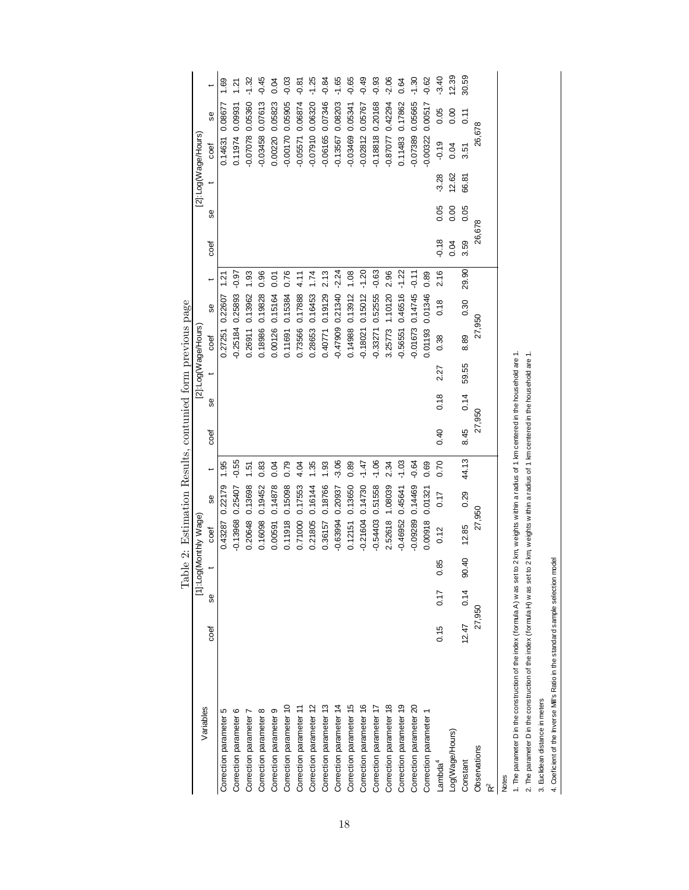Table 2: Estimation Results, contunied form previous page

| Variables | [1]:Log(Monthly Wage) | | | | | | [2]:Log(Wage/Hours) | | | | | | [2]:Log(Wage/Hours) | | | | | |
|---|---|---|---|---|---|---|---|---|---|---|---|---|---|---|---|---|---|---|
| | coef | se | t | coef | se | t | coef | se | t | coef | se | t | coef | se | t | coef | se | t |
| Correction parameter 5 | | | | 0.43287 | 0.22179 | 1.95 | | | | 0.27251 | 0.22607 | 1.21 | | | | 0.14631 | 0.08677 | 1.69 |
| Correction parameter 6 | | | | -0.13968 | 0.25407 | -0.55 | | | | -0.25184 | 0.25893 | -0.97 | | | | 0.11974 | 0.09931 | 1.21 |
| Correction parameter 7 | | | | 0.20648 | 0.13698 | 1.51 | | | | 0.26911 | 0.13962 | 1.93 | | | | -0.07078 | 0.05360 | -1.32 |
| Correction parameter 8 | | | | 0.16098 | 0.19452 | 0.83 | | | | 0.18986 | 0.19828 | 0.96 | | | | -0.03458 | 0.07613 | -0.45 |
| Correction parameter 9 | | | | 0.00591 | 0.14878 | 0.04 | | | | 0.00126 | 0.15164 | 0.01 | | | | 0.00220 | 0.05823 | 0.04 |
| Correction parameter 10 | | | | 0.11918 | 0.15098 | 0.79 | | | | 0.11691 | 0.15384 | 0.76 | | | | -0.00170 | 0.05905 | -0.03 |
| Correction parameter 11 | | | | 0.71000 | 0.17553 | 4.04 | | | | 0.73566 | 0.17888 | 4.11 | | | | -0.05571 | 0.06874 | -0.81 |
| Correction parameter 12 | | | | 0.21805 | 0.16144 | 1.35 | | | | 0.28653 | 0.16453 | 1.74 | | | | -0.07910 | 0.06320 | -1.25 |
| Correction parameter 13 | | | | 0.36157 | 0.18766 | 1.93 | | | | 0.40771 | 0.19129 | 2.13 | | | | -0.06165 | 0.07346 | -0.84 |
| Correction parameter 14 | | | | -0.63994 | 0.20937 | -3.06 | | | | -0.47909 | 0.21340 | -2.24 | | | | -0.13567 | 0.08203 | -1.65 |
| Correction parameter 15 | | | | 0.12151 | 0.13650 | 0.89 | | | | 0.14988 | 0.13912 | 1.08 | | | | -0.03469 | 0.05341 | -0.65 |
| Correction parameter 16 | | | | -0.21604 | 0.14730 | -1.47 | | | | -0.18021 | 0.15012 | -1.20 | | | | -0.02812 | 0.05767 | -0.49 |
| Correction parameter 17 | | | | -0.54403 | 0.51558 | -1.06 | | | | -0.33271 | 0.52555 | -0.63 | | | | -0.18818 | 0.20168 | -0.93 |
| Correction parameter 18 | | | | 2.52618 | 1.08039 | 2.34 | | | | 3.25773 | 1.10120 | 2.96 | | | | -0.87077 | 0.42294 | -2.06 |
| Correction parameter 19 | | | | -0.46952 | 0.45641 | -1.03 | | | | -0.56551 | 0.46516 | -1.22 | | | | 0.11483 | 0.17862 | 0.64 |
| Correction parameter 20 | | | | -0.09289 | 0.14469 | -0.64 | | | | -0.01673 | 0.14745 | -0.11 | | | | -0.07389 | 0.05665 | -1.30 |
| Correction parameter 1 | | | | 0.00918 | 0.01321 | 0.69 | | | | 0.01193 | 0.01346 | 0.89 | | | | -0.00322 | 0.00517 | -0.62 |
| Lambda[4] | 0.15 | 0.17 | 0.85 | 0.12 | 0.17 | 0.70 | 0.40 | 0.18 | 2.27 | 0.38 | 0.18 | 2.16 | -0.18 | 0.05 | -3.28 | -0.19 | 0.05 | -3.40 |
| Log(Wage/Hours) | | | | | | | | | | | | | 0.04 | 0.00 | 12.62 | 0.04 | 0.00 | 12.39 |
| Constant | 12.47 | 0.14 | 90.40 | 12.85 | 0.29 | 44.13 | 8.45 | 0.14 | 59.55 | 8.89 | 0.30 | 29.90 | 3.59 | 0.05 | 66.81 | 3.51 | 0.11 | 30.59 |
| Observations | 27,950 | | | 27,950 | | | 27,950 | | | 27,950 | | | 26,678 | | | 26,678 | | |
| $R^2$ | | | | | | | | | | | | | | | | | | |

Notes

1. The parameter D in the construction of the index (formula A) was set to 2 km, weights within a radius of 1 km centered in the household are 1.
2. The parameter D in the construction of the index (formula H) was set to 2 km, weights within a radius of 1 km centered in the household are 1.
3. Euclidean distance in meters
4. Coeficient of the Inverse Mill's Ratio in the standard sample selection model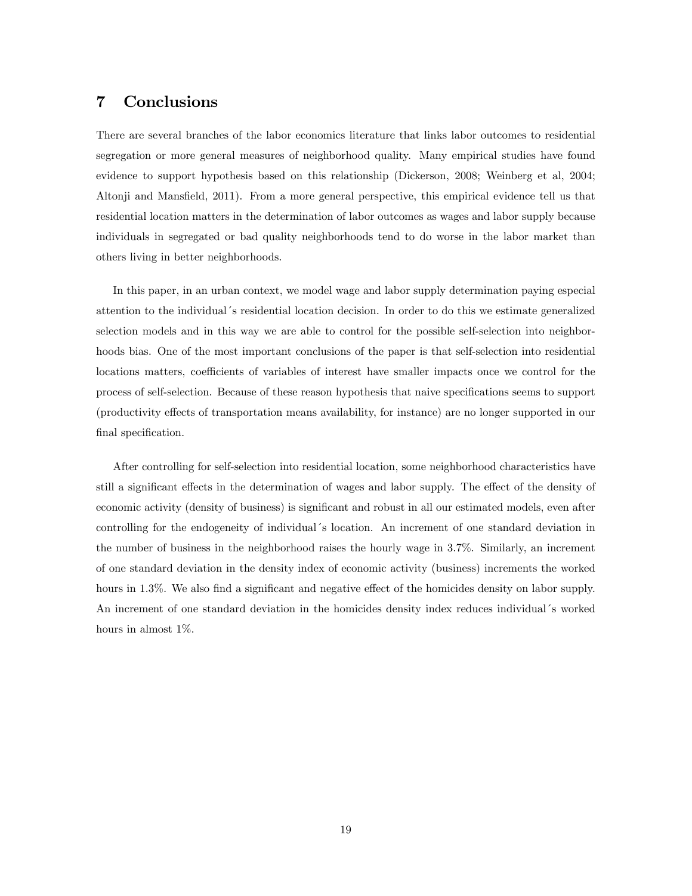# 7 Conclusions

There are several branches of the labor economics literature that links labor outcomes to residential segregation or more general measures of neighborhood quality. Many empirical studies have found evidence to support hypothesis based on this relationship (Dickerson, 2008; Weinberg et al, 2004; Altonji and Mansfield, 2011). From a more general perspective, this empirical evidence tell us that residential location matters in the determination of labor outcomes as wages and labor supply because individuals in segregated or bad quality neighborhoods tend to do worse in the labor market than others living in better neighborhoods.

In this paper, in an urban context, we model wage and labor supply determination paying especial attention to the individual´s residential location decision. In order to do this we estimate generalized selection models and in this way we are able to control for the possible self-selection into neighborhoods bias. One of the most important conclusions of the paper is that self-selection into residential locations matters, coefficients of variables of interest have smaller impacts once we control for the process of self-selection. Because of these reason hypothesis that naive specifications seems to support (productivity effects of transportation means availability, for instance) are no longer supported in our final specification.

After controlling for self-selection into residential location, some neighborhood characteristics have still a significant effects in the determination of wages and labor supply. The effect of the density of economic activity (density of business) is significant and robust in all our estimated models, even after controlling for the endogeneity of individual´s location. An increment of one standard deviation in the number of business in the neighborhood raises the hourly wage in 3.7%. Similarly, an increment of one standard deviation in the density index of economic activity (business) increments the worked hours in 1.3%. We also find a significant and negative effect of the homicides density on labor supply. An increment of one standard deviation in the homicides density index reduces individual´s worked hours in almost 1%.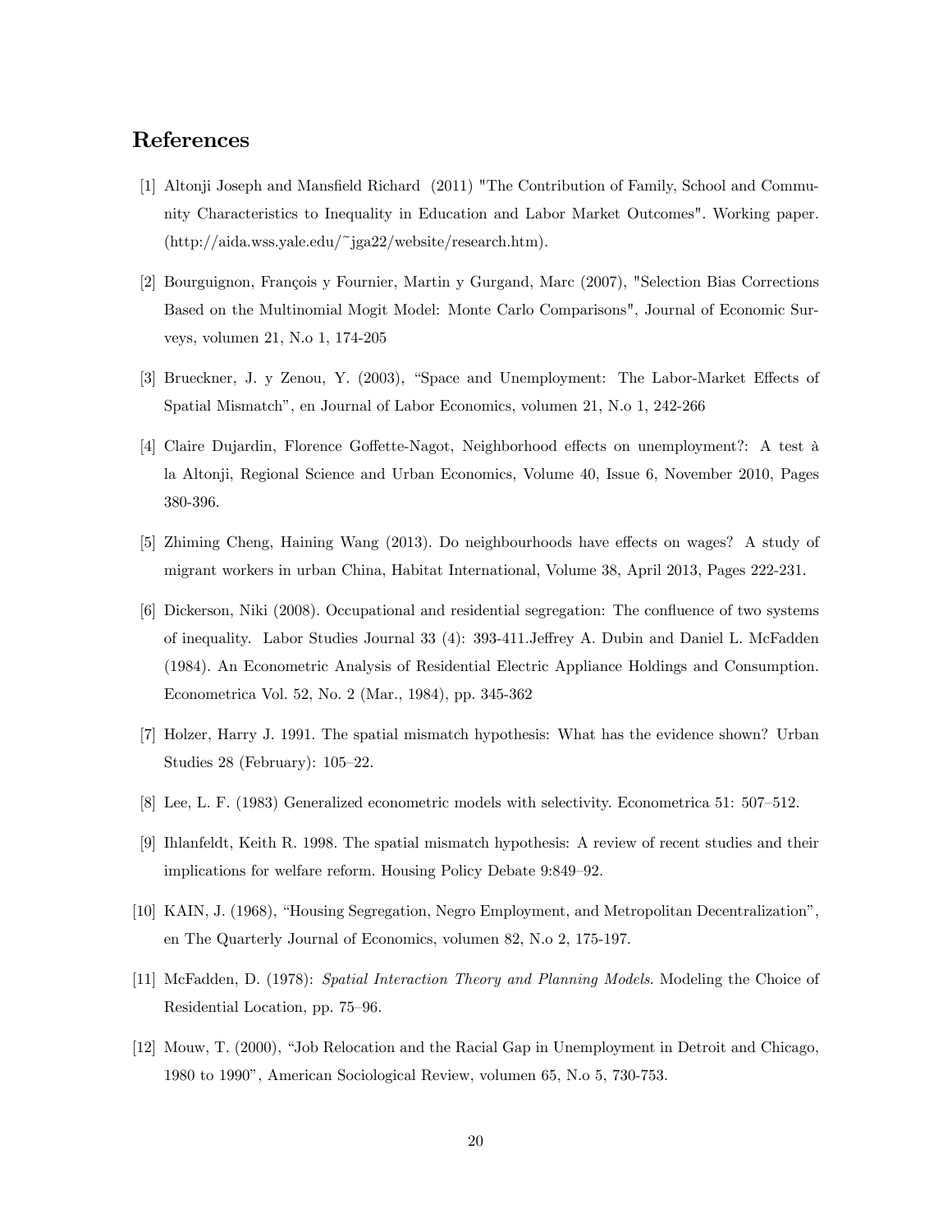# References

[1] Altonji Joseph and Mansfield Richard (2011) "The Contribution of Family, School and Community Characteristics to Inequality in Education and Labor Market Outcomes". Working paper. (http://aida.wss.yale.edu/~jga22/website/research.htm).

[2] Bourguignon, François y Fournier, Martin y Gurgand, Marc (2007), "Selection Bias Corrections Based on the Multinomial Mogit Model: Monte Carlo Comparisons", Journal of Economic Surveys, volumen 21, N.o 1, 174-205

[3] Brueckner, J. y Zenou, Y. (2003), "Space and Unemployment: The Labor-Market Effects of Spatial Mismatch", en Journal of Labor Economics, volumen 21, N.o 1, 242-266

[4] Claire Dujardin, Florence Goffette-Nagot, Neighborhood effects on unemployment?: A test à la Altonji, Regional Science and Urban Economics, Volume 40, Issue 6, November 2010, Pages 380-396.

[5] Zhiming Cheng, Haining Wang (2013). Do neighbourhoods have effects on wages? A study of migrant workers in urban China, Habitat International, Volume 38, April 2013, Pages 222-231.

[6] Dickerson, Niki (2008). Occupational and residential segregation: The confluence of two systems of inequality. Labor Studies Journal 33 (4): 393-411.Jeffrey A. Dubin and Daniel L. McFadden (1984). An Econometric Analysis of Residential Electric Appliance Holdings and Consumption. Econometrica Vol. 52, No. 2 (Mar., 1984), pp. 345-362

[7] Holzer, Harry J. 1991. The spatial mismatch hypothesis: What has the evidence shown? Urban Studies 28 (February): 105–22.

[8] Lee, L. F. (1983) Generalized econometric models with selectivity. Econometrica 51: 507–512.

[9] Ihlanfeldt, Keith R. 1998. The spatial mismatch hypothesis: A review of recent studies and their implications for welfare reform. Housing Policy Debate 9:849–92.

[10] KAIN, J. (1968), "Housing Segregation, Negro Employment, and Metropolitan Decentralization", en The Quarterly Journal of Economics, volumen 82, N.o 2, 175-197.

[11] McFadden, D. (1978): *Spatial Interaction Theory and Planning Models*. Modeling the Choice of Residential Location, pp. 75–96.

[12] Mouw, T. (2000), "Job Relocation and the Racial Gap in Unemployment in Detroit and Chicago, 1980 to 1990", American Sociological Review, volumen 65, N.o 5, 730-753.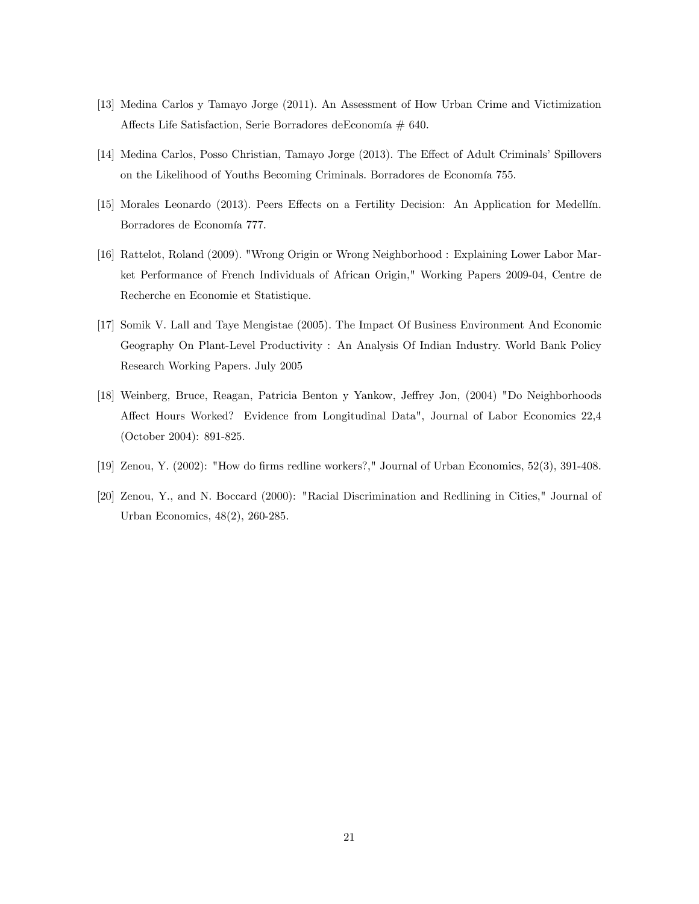[13] Medina Carlos y Tamayo Jorge (2011). An Assessment of How Urban Crime and Victimization Affects Life Satisfaction, Serie Borradores deEconomía # 640.

[14] Medina Carlos, Posso Christian, Tamayo Jorge (2013). The Effect of Adult Criminals' Spillovers on the Likelihood of Youths Becoming Criminals. Borradores de Economía 755.

[15] Morales Leonardo (2013). Peers Effects on a Fertility Decision: An Application for Medellín. Borradores de Economía 777.

[16] Rattelot, Roland (2009). "Wrong Origin or Wrong Neighborhood : Explaining Lower Labor Market Performance of French Individuals of African Origin," Working Papers 2009-04, Centre de Recherche en Economie et Statistique.

[17] Somik V. Lall and Taye Mengistae (2005). The Impact Of Business Environment And Economic Geography On Plant-Level Productivity : An Analysis Of Indian Industry. World Bank Policy Research Working Papers. July 2005

[18] Weinberg, Bruce, Reagan, Patricia Benton y Yankow, Jeffrey Jon, (2004) "Do Neighborhoods Affect Hours Worked? Evidence from Longitudinal Data", Journal of Labor Economics 22,4 (October 2004): 891-825.

[19] Zenou, Y. (2002): "How do firms redline workers?," Journal of Urban Economics, 52(3), 391-408.

[20] Zenou, Y., and N. Boccard (2000): "Racial Discrimination and Redlining in Cities," Journal of Urban Economics, 48(2), 260-285.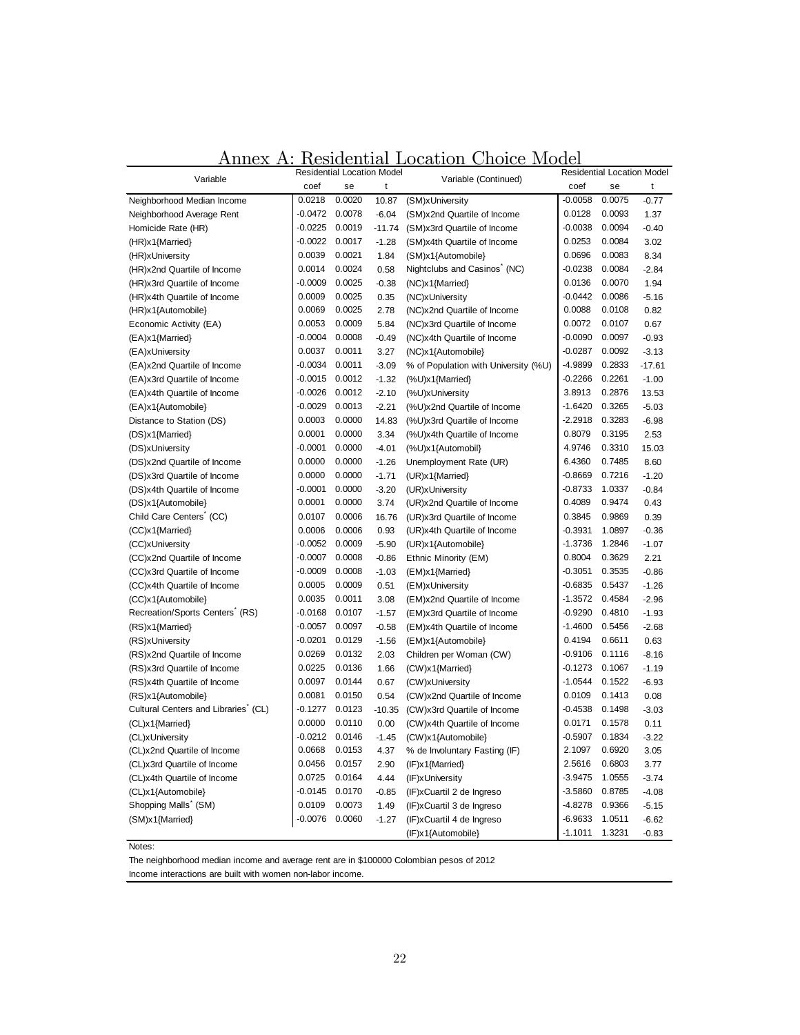# Annex A: Residential Location Choice Model

| Variable | Residential Location Model | | | Variable (Continued) | Residential Location Model | | |
|---|---|---|---|---|---|---|---|
| | coef | se | t | | coef | se | t |
| Neighborhood Median Income | 0.0218 | 0.0020 | 10.87 | (SM)xUniversity | -0.0058 | 0.0075 | -0.77 |
| Neighborhood Average Rent | -0.0472 | 0.0078 | -6.04 | (SM)x2nd Quartile of Income | 0.0128 | 0.0093 | 1.37 |
| Homicide Rate (HR) | -0.0225 | 0.0019 | -11.74 | (SM)x3rd Quartile of Income | -0.0038 | 0.0094 | -0.40 |
| (HR)x1{Married} | -0.0022 | 0.0017 | -1.28 | (SM)x4th Quartile of Income | 0.0253 | 0.0084 | 3.02 |
| (HR)xUniversity | 0.0039 | 0.0021 | 1.84 | (SM)x1{Automobile} | 0.0696 | 0.0083 | 8.34 |
| (HR)x2nd Quartile of Income | 0.0014 | 0.0024 | 0.58 | Nightclubs and Casinos* (NC) | -0.0238 | 0.0084 | -2.84 |
| (HR)x3rd Quartile of Income | -0.0009 | 0.0025 | -0.38 | (NC)x1{Married} | 0.0136 | 0.0070 | 1.94 |
| (HR)x4th Quartile of Income | 0.0009 | 0.0025 | 0.35 | (NC)xUniversity | -0.0442 | 0.0086 | -5.16 |
| (HR)x1{Automobile} | 0.0069 | 0.0025 | 2.78 | (NC)x2nd Quartile of Income | 0.0088 | 0.0108 | 0.82 |
| Economic Activity (EA) | 0.0053 | 0.0009 | 5.84 | (NC)x3rd Quartile of Income | 0.0072 | 0.0107 | 0.67 |
| (EA)x1{Married} | -0.0004 | 0.0008 | -0.49 | (NC)x4th Quartile of Income | -0.0090 | 0.0097 | -0.93 |
| (EA)xUniversity | 0.0037 | 0.0011 | 3.27 | (NC)x1{Automobile} | -0.0287 | 0.0092 | -3.13 |
| (EA)x2nd Quartile of Income | -0.0034 | 0.0011 | -3.09 | % of Population with University (%U) | -4.9899 | 0.2833 | -17.61 |
| (EA)x3rd Quartile of Income | -0.0015 | 0.0012 | -1.32 | (%U)x1{Married} | -0.2266 | 0.2261 | -1.00 |
| (EA)x4th Quartile of Income | -0.0026 | 0.0012 | -2.10 | (%U)xUniversity | 3.8913 | 0.2876 | 13.53 |
| (EA)x1{Automobile} | -0.0029 | 0.0013 | -2.21 | (%U)x2nd Quartile of Income | -1.6420 | 0.3265 | -5.03 |
| Distance to Station (DS) | 0.0003 | 0.0000 | 14.83 | (%U)x3rd Quartile of Income | -2.2918 | 0.3283 | -6.98 |
| (DS)x1{Married} | 0.0001 | 0.0000 | 3.34 | (%U)x4th Quartile of Income | 0.8079 | 0.3195 | 2.53 |
| (DS)xUniversity | -0.0001 | 0.0000 | -4.01 | (%U)x1{Automobil} | 4.9746 | 0.3310 | 15.03 |
| (DS)x2nd Quartile of Income | 0.0000 | 0.0000 | -1.26 | Unemployment Rate (UR) | 6.4360 | 0.7485 | 8.60 |
| (DS)x3rd Quartile of Income | 0.0000 | 0.0000 | -1.71 | (UR)x1{Married} | -0.8669 | 0.7216 | -1.20 |
| (DS)x4th Quartile of Income | -0.0001 | 0.0000 | -3.20 | (UR)xUniversity | -0.8733 | 1.0337 | -0.84 |
| (DS)x1{Automobile} | 0.0001 | 0.0000 | 3.74 | (UR)x2nd Quartile of Income | 0.4089 | 0.9474 | 0.43 |
| Child Care Centers* (CC) | 0.0107 | 0.0006 | 16.76 | (UR)x3rd Quartile of Income | 0.3845 | 0.9869 | 0.39 |
| (CC)x1{Married} | 0.0006 | 0.0006 | 0.93 | (UR)x4th Quartile of Income | -0.3931 | 1.0897 | -0.36 |
| (CC)xUniversity | -0.0052 | 0.0009 | -5.90 | (UR)x1{Automobile} | -1.3736 | 1.2846 | -1.07 |
| (CC)x2nd Quartile of Income | -0.0007 | 0.0008 | -0.86 | Ethnic Minority (EM) | 0.8004 | 0.3629 | 2.21 |
| (CC)x3rd Quartile of Income | -0.0009 | 0.0008 | -1.03 | (EM)x1{Married} | -0.3051 | 0.3535 | -0.86 |
| (CC)x4th Quartile of Income | 0.0005 | 0.0009 | 0.51 | (EM)xUniversity | -0.6835 | 0.5437 | -1.26 |
| (CC)x1{Automobile} | 0.0035 | 0.0011 | 3.08 | (EM)x2nd Quartile of Income | -1.3572 | 0.4584 | -2.96 |
| Recreation/Sports Centers* (RS) | -0.0168 | 0.0107 | -1.57 | (EM)x3rd Quartile of Income | -0.9290 | 0.4810 | -1.93 |
| (RS)x1{Married} | -0.0057 | 0.0097 | -0.58 | (EM)x4th Quartile of Income | -1.4600 | 0.5456 | -2.68 |
| (RS)xUniversity | -0.0201 | 0.0129 | -1.56 | (EM)x1{Automobile} | 0.4194 | 0.6611 | 0.63 |
| (RS)x2nd Quartile of Income | 0.0269 | 0.0132 | 2.03 | Children per Woman (CW) | -0.9106 | 0.1116 | -8.16 |
| (RS)x3rd Quartile of Income | 0.0225 | 0.0136 | 1.66 | (CW)x1{Married} | -0.1273 | 0.1067 | -1.19 |
| (RS)x4th Quartile of Income | 0.0097 | 0.0144 | 0.67 | (CW)xUniversity | -1.0544 | 0.1522 | -6.93 |
| (RS)x1{Automobile} | 0.0081 | 0.0150 | 0.54 | (CW)x2nd Quartile of Income | 0.0109 | 0.1413 | 0.08 |
| Cultural Centers and Libraries* (CL) | -0.1277 | 0.0123 | -10.35 | (CW)x3rd Quartile of Income | -0.4538 | 0.1498 | -3.03 |
| (CL)x1{Married} | 0.0000 | 0.0110 | 0.00 | (CW)x4th Quartile of Income | 0.0171 | 0.1578 | 0.11 |
| (CL)xUniversity | -0.0212 | 0.0146 | -1.45 | (CW)x1{Automobile} | -0.5907 | 0.1834 | -3.22 |
| (CL)x2nd Quartile of Income | 0.0668 | 0.0153 | 4.37 | % de Involuntary Fasting (IF) | 2.1097 | 0.6920 | 3.05 |
| (CL)x3rd Quartile of Income | 0.0456 | 0.0157 | 2.90 | (IF)x1{Married} | 2.5616 | 0.6803 | 3.77 |
| (CL)x4th Quartile of Income | 0.0725 | 0.0164 | 4.44 | (IF)xUniversity | -3.9475 | 1.0555 | -3.74 |
| (CL)x1{Automobile} | -0.0145 | 0.0170 | -0.85 | (IF)xCuartil 2 de Ingreso | -3.5860 | 0.8785 | -4.08 |
| Shopping Malls* (SM) | 0.0109 | 0.0073 | 1.49 | (IF)xCuartil 3 de Ingreso | -4.8278 | 0.9366 | -5.15 |
| (SM)x1{Married} | -0.0076 | 0.0060 | -1.27 | (IF)xCuartil 4 de Ingreso | -6.9633 | 1.0511 | -6.62 |
| | | | | (IF)x1{Automobile} | -1.1011 | 1.3231 | -0.83 |

Notes:

The neighborhood median income and average rent are in \$100000 Colombian pesos of 2012

Income interactions are built with women non-labor income.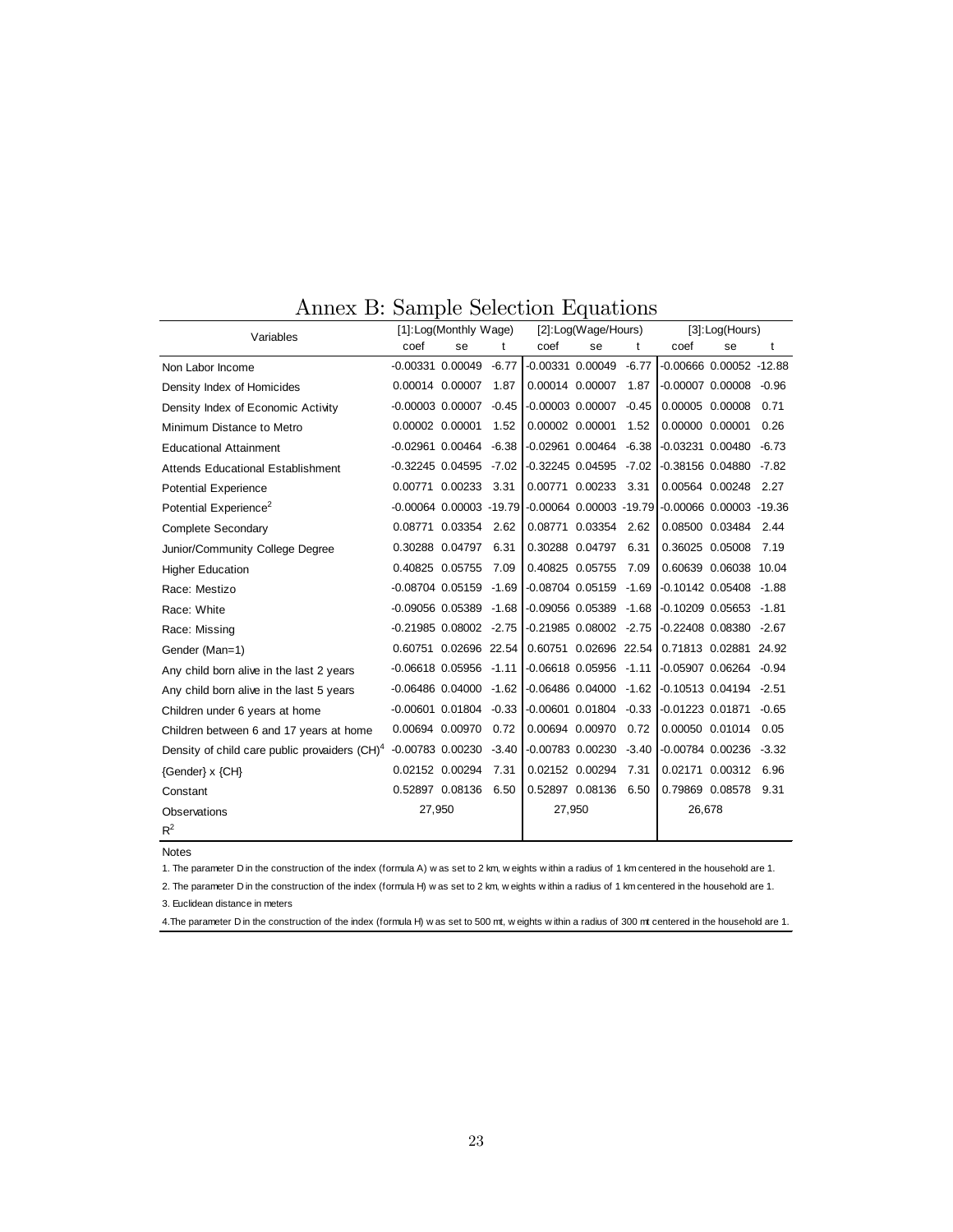# Annex B: Sample Selection Equations

| Variables | [1]:Log(Monthly Wage) | | | [2]:Log(Wage/Hours) | | | [3]:Log(Hours) | | |
|---|---|---|---|---|---|---|---|---|---|
| | coef | se | t | coef | se | t | coef | se | t |
| Non Labor Income | -0.00331 | 0.00049 | -6.77 | -0.00331 | 0.00049 | -6.77 | -0.00666 | 0.00052 | -12.88 |
| Density Index of Homicides | 0.00014 | 0.00007 | 1.87 | 0.00014 | 0.00007 | 1.87 | -0.00007 | 0.00008 | -0.96 |
| Density Index of Economic Activity | -0.00003 | 0.00007 | -0.45 | -0.00003 | 0.00007 | -0.45 | 0.00005 | 0.00008 | 0.71 |
| Minimum Distance to Metro | 0.00002 | 0.00001 | 1.52 | 0.00002 | 0.00001 | 1.52 | 0.00000 | 0.00001 | 0.26 |
| Educational Attainment | -0.02961 | 0.00464 | -6.38 | -0.02961 | 0.00464 | -6.38 | -0.03231 | 0.00480 | -6.73 |
| Attends Educational Establishment | -0.32245 | 0.04595 | -7.02 | -0.32245 | 0.04595 | -7.02 | -0.38156 | 0.04880 | -7.82 |
| Potential Experience | 0.00771 | 0.00233 | 3.31 | 0.00771 | 0.00233 | 3.31 | 0.00564 | 0.00248 | 2.27 |
| Potential Experience$^2$ | -0.00064 | 0.00003 | -19.79 | -0.00064 | 0.00003 | -19.79 | -0.00066 | 0.00003 | -19.36 |
| Complete Secondary | 0.08771 | 0.03354 | 2.62 | 0.08771 | 0.03354 | 2.62 | 0.08500 | 0.03484 | 2.44 |
| Junior/Community College Degree | 0.30288 | 0.04797 | 6.31 | 0.30288 | 0.04797 | 6.31 | 0.36025 | 0.05008 | 7.19 |
| Higher Education | 0.40825 | 0.05755 | 7.09 | 0.40825 | 0.05755 | 7.09 | 0.60639 | 0.06038 | 10.04 |
| Race: Mestizo | -0.08704 | 0.05159 | -1.69 | -0.08704 | 0.05159 | -1.69 | -0.10142 | 0.05408 | -1.88 |
| Race: White | -0.09056 | 0.05389 | -1.68 | -0.09056 | 0.05389 | -1.68 | -0.10209 | 0.05653 | -1.81 |
| Race: Missing | -0.21985 | 0.08002 | -2.75 | -0.21985 | 0.08002 | -2.75 | -0.22408 | 0.08380 | -2.67 |
| Gender (Man=1) | 0.60751 | 0.02696 | 22.54 | 0.60751 | 0.02696 | 22.54 | 0.71813 | 0.02881 | 24.92 |
| Any child born alive in the last 2 years | -0.06618 | 0.05956 | -1.11 | -0.06618 | 0.05956 | -1.11 | -0.05907 | 0.06264 | -0.94 |
| Any child born alive in the last 5 years | -0.06486 | 0.04000 | -1.62 | -0.06486 | 0.04000 | -1.62 | -0.10513 | 0.04194 | -2.51 |
| Children under 6 years at home | -0.00601 | 0.01804 | -0.33 | -0.00601 | 0.01804 | -0.33 | -0.01223 | 0.01871 | -0.65 |
| Children between 6 and 17 years at home | 0.00694 | 0.00970 | 0.72 | 0.00694 | 0.00970 | 0.72 | 0.00050 | 0.01014 | 0.05 |
| Density of child care public provaiders (CH)[4] | -0.00783 | 0.00230 | -3.40 | -0.00783 | 0.00230 | -3.40 | -0.00784 | 0.00236 | -3.32 |
| {Gender} x {CH} | 0.02152 | 0.00294 | 7.31 | 0.02152 | 0.00294 | 7.31 | 0.02171 | 0.00312 | 6.96 |
| Constant | 0.52897 | 0.08136 | 6.50 | 0.52897 | 0.08136 | 6.50 | 0.79869 | 0.08578 | 9.31 |
| Observations | 27,950 | | | 27,950 | | | 26,678 | | |
| $R^2$ | | | | | | | | | |

Notes

1. The parameter D in the construction of the index (formula A) was set to 2 km, weights within a radius of 1 km centered in the household are 1.

2. The parameter D in the construction of the index (formula H) was set to 2 km, weights within a radius of 1 km centered in the household are 1.

3. Euclidean distance in meters

4.The parameter D in the construction of the index (formula H) was set to 500 mt, weights within a radius of 300 mt centered in the household are 1.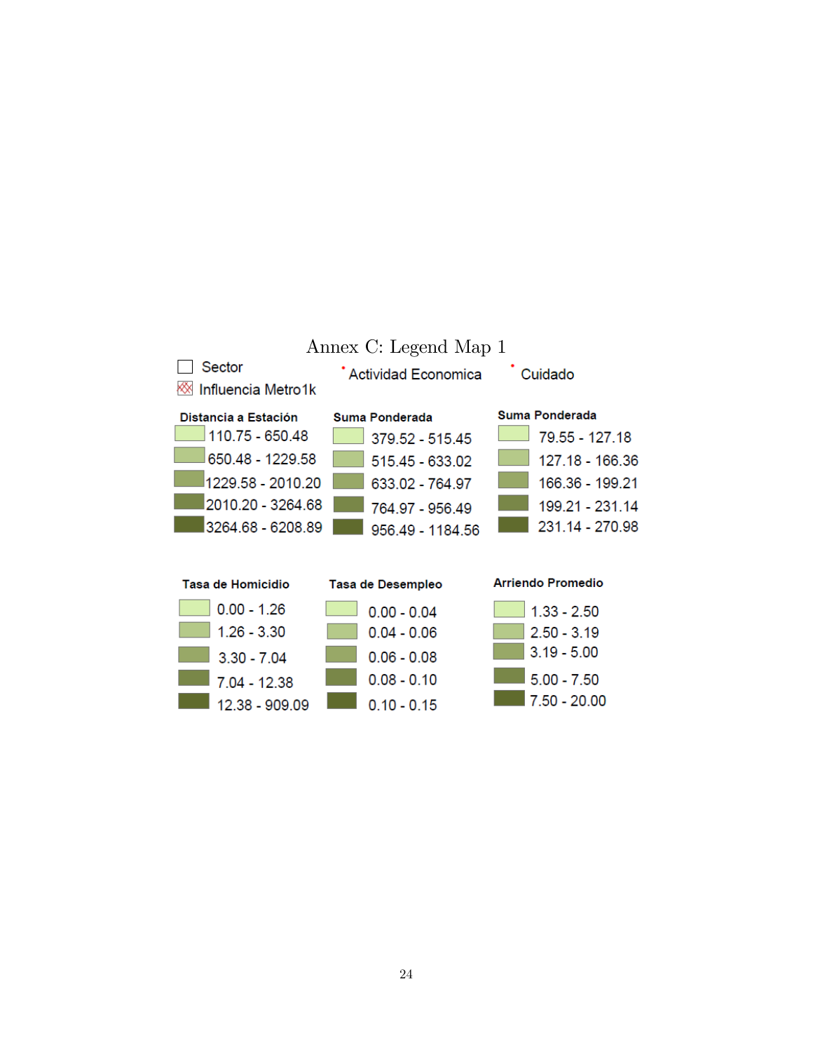## Annex C: Legend Map 1

Sector

Influencia Metro1k

Actividad Economica

Cuidado

**Distancia a Estación**

110.75 - 650.48

650.48 - 1229.58

1229.58 - 2010.20

2010.20 - 3264.68

3264.68 - 6208.89

**Suma Ponderada**

379.52 - 515.45

515.45 - 633.02

633.02 - 764.97

764.97 - 956.49

956.49 - 1184.56

**Suma Ponderada**

79.55 - 127.18

127.18 - 166.36

166.36 - 199.21

199.21 - 231.14

231.14 - 270.98

**Tasa de Homicidio**

0.00 - 1.26

1.26 - 3.30

3.30 - 7.04

7.04 - 12.38

12.38 - 909.09

**Tasa de Desempleo**

0.00 - 0.04

0.04 - 0.06

0.06 - 0.08

0.08 - 0.10

0.10 - 0.15

**Arriendo Promedio**

1.33 - 2.50

2.50 - 3.19

3.19 - 5.00

5.00 - 7.50

7.50 - 20.00